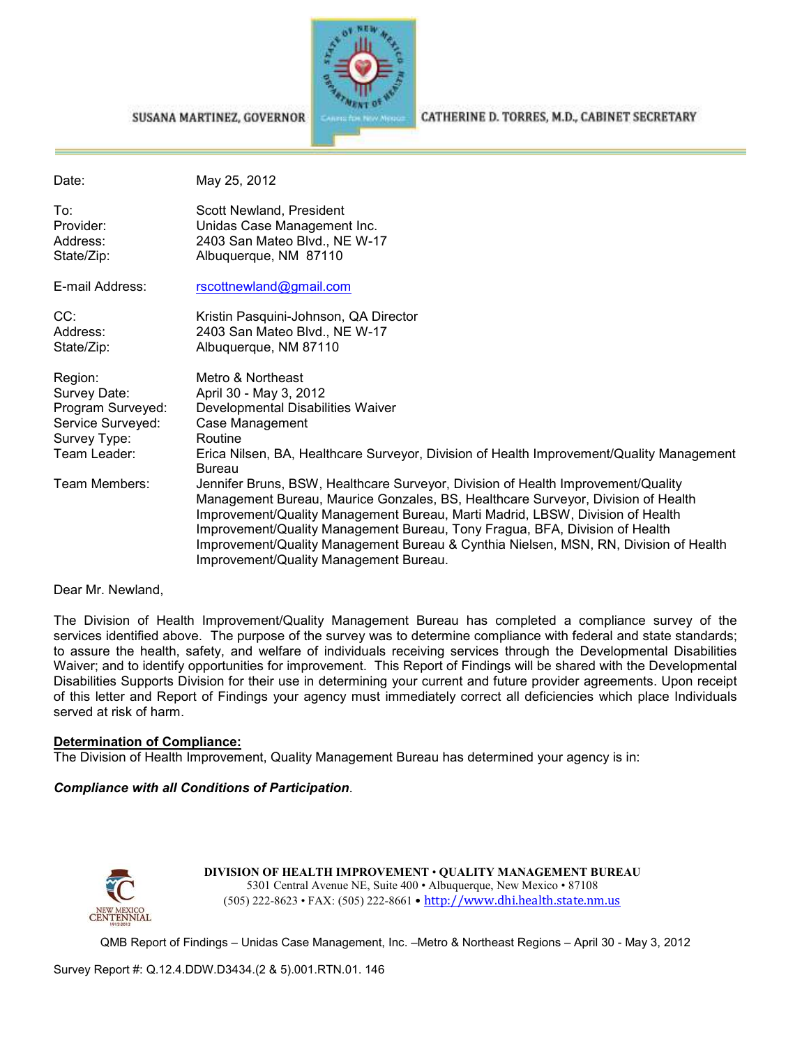SUSANA MARTINEZ, GOVERNOR

CATHERINE D. TORRES, M.D., CABINET SECRETARY

| | |
|---|---|
| Date: | May 25, 2012 |
| To: | Scott Newland, President |
| Provider: | Unidas Case Management Inc. |
| Address: | 2403 San Mateo Blvd., NE W-17 |
| State/Zip: | Albuquerque, NM 87110 |
| E-mail Address: | rscottnewland@gmail.com |
| CC: | Kristin Pasquini-Johnson, QA Director |
| Address: | 2403 San Mateo Blvd., NE W-17 |
| State/Zip: | Albuquerque, NM 87110 |
| Region: | Metro & Northeast |
| Survey Date: | April 30 - May 3, 2012 |
| Program Surveyed: | Developmental Disabilities Waiver |
| Service Surveyed: | Case Management |
| Survey Type: | Routine |
| Team Leader: | Erica Nilsen, BA, Healthcare Surveyor, Division of Health Improvement/Quality Management Bureau |
| Team Members: | Jennifer Bruns, BSW, Healthcare Surveyor, Division of Health Improvement/Quality Management Bureau, Maurice Gonzales, BS, Healthcare Surveyor, Division of Health Improvement/Quality Management Bureau, Marti Madrid, LBSW, Division of Health Improvement/Quality Management Bureau, Tony Fragua, BFA, Division of Health Improvement/Quality Management Bureau & Cynthia Nielsen, MSN, RN, Division of Health Improvement/Quality Management Bureau. |

Dear Mr. Newland,

The Division of Health Improvement/Quality Management Bureau has completed a compliance survey of the services identified above. The purpose of the survey was to determine compliance with federal and state standards; to assure the health, safety, and welfare of individuals receiving services through the Developmental Disabilities Waiver; and to identify opportunities for improvement. This Report of Findings will be shared with the Developmental Disabilities Supports Division for their use in determining your current and future provider agreements. Upon receipt of this letter and Report of Findings your agency must immediately correct all deficiencies which place Individuals served at risk of harm.

**Determination of Compliance:**

The Division of Health Improvement, Quality Management Bureau has determined your agency is in:

***Compliance with all Conditions of Participation***.

**DIVISION OF HEALTH IMPROVEMENT • QUALITY MANAGEMENT BUREAU**
5301 Central Avenue NE, Suite 400 • Albuquerque, New Mexico • 87108
(505) 222-8623 • FAX: (505) 222-8661 • http://www.dhi.health.state.nm.us

QMB Report of Findings – Unidas Case Management, Inc. –Metro & Northeast Regions – April 30 - May 3, 2012

Survey Report #: Q.12.4.DDW.D3434.(2 & 5).001.RTN.01. 146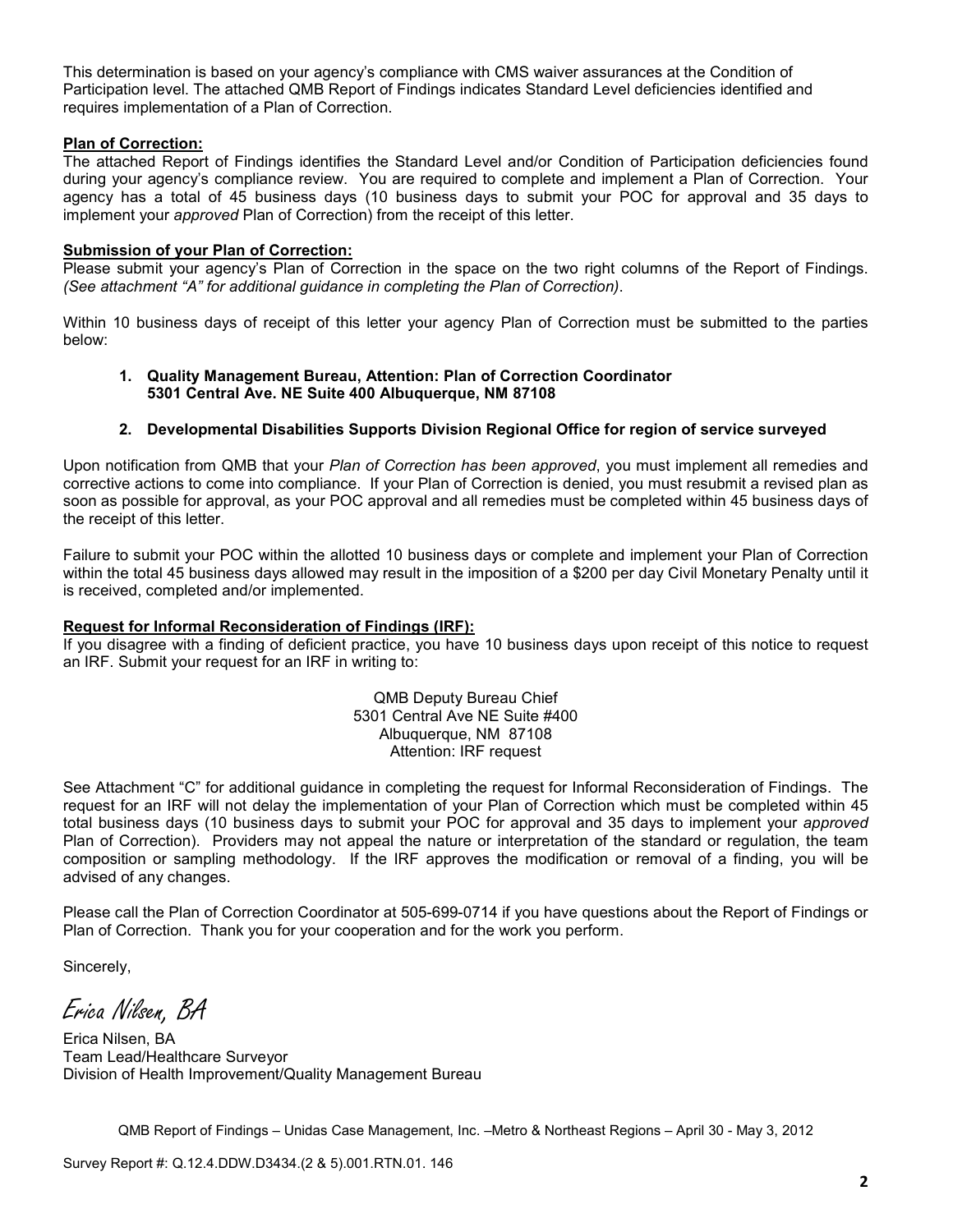This determination is based on your agency's compliance with CMS waiver assurances at the Condition of Participation level. The attached QMB Report of Findings indicates Standard Level deficiencies identified and requires implementation of a Plan of Correction.

**Plan of Correction:**
The attached Report of Findings identifies the Standard Level and/or Condition of Participation deficiencies found during your agency's compliance review. You are required to complete and implement a Plan of Correction. Your agency has a total of 45 business days (10 business days to submit your POC for approval and 35 days to implement your *approved* Plan of Correction) from the receipt of this letter.

**Submission of your Plan of Correction:**
Please submit your agency's Plan of Correction in the space on the two right columns of the Report of Findings. *(See attachment "A" for additional guidance in completing the Plan of Correction)*.

Within 10 business days of receipt of this letter your agency Plan of Correction must be submitted to the parties below:

1. **Quality Management Bureau, Attention: Plan of Correction Coordinator 5301 Central Ave. NE Suite 400 Albuquerque, NM 87108**

2. **Developmental Disabilities Supports Division Regional Office for region of service surveyed**

Upon notification from QMB that your *Plan of Correction has been approved*, you must implement all remedies and corrective actions to come into compliance. If your Plan of Correction is denied, you must resubmit a revised plan as soon as possible for approval, as your POC approval and all remedies must be completed within 45 business days of the receipt of this letter.

Failure to submit your POC within the allotted 10 business days or complete and implement your Plan of Correction within the total 45 business days allowed may result in the imposition of a $200 per day Civil Monetary Penalty until it is received, completed and/or implemented.

**Request for Informal Reconsideration of Findings (IRF):**
If you disagree with a finding of deficient practice, you have 10 business days upon receipt of this notice to request an IRF. Submit your request for an IRF in writing to:

QMB Deputy Bureau Chief
5301 Central Ave NE Suite #400
Albuquerque, NM 87108
Attention: IRF request

See Attachment "C" for additional guidance in completing the request for Informal Reconsideration of Findings. The request for an IRF will not delay the implementation of your Plan of Correction which must be completed within 45 total business days (10 business days to submit your POC for approval and 35 days to implement your *approved* Plan of Correction). Providers may not appeal the nature or interpretation of the standard or regulation, the team composition or sampling methodology. If the IRF approves the modification or removal of a finding, you will be advised of any changes.

Please call the Plan of Correction Coordinator at 505-699-0714 if you have questions about the Report of Findings or Plan of Correction. Thank you for your cooperation and for the work you perform.

Sincerely,

*Erica Nilsen, BA*

Erica Nilsen, BA
Team Lead/Healthcare Surveyor
Division of Health Improvement/Quality Management Bureau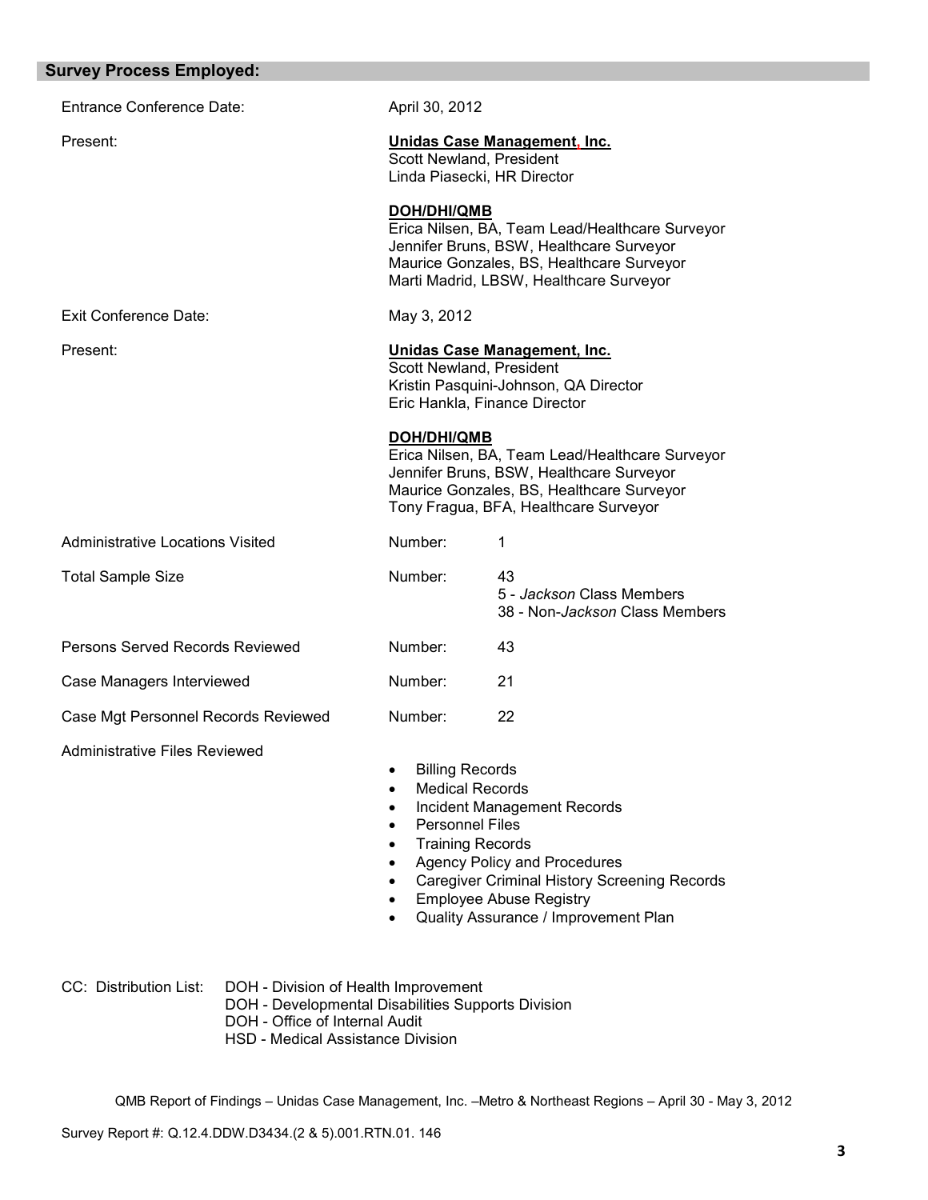## Survey Process Employed:

| | | |
|---|---|---|
| Entrance Conference Date: | April 30, 2012 | |
| Present: | **Unidas Case Management, Inc.**<br>Scott Newland, President<br>Linda Piasecki, HR Director<br><br>**DOH/DHI/QMB**<br>Erica Nilsen, BA, Team Lead/Healthcare Surveyor<br>Jennifer Bruns, BSW, Healthcare Surveyor<br>Maurice Gonzales, BS, Healthcare Surveyor<br>Marti Madrid, LBSW, Healthcare Surveyor | |
| Exit Conference Date: | May 3, 2012 | |
| Present: | **Unidas Case Management, Inc.**<br>Scott Newland, President<br>Kristin Pasquini-Johnson, QA Director<br>Eric Hankla, Finance Director<br><br>**DOH/DHI/QMB**<br>Erica Nilsen, BA, Team Lead/Healthcare Surveyor<br>Jennifer Bruns, BSW, Healthcare Surveyor<br>Maurice Gonzales, BS, Healthcare Surveyor<br>Tony Fragua, BFA, Healthcare Surveyor | |
| Administrative Locations Visited | Number: | 1 |
| Total Sample Size | Number: | 43<br>5 - *Jackson* Class Members<br>38 - Non-*Jackson* Class Members |
| Persons Served Records Reviewed | Number: | 43 |
| Case Managers Interviewed | Number: | 21 |
| Case Mgt Personnel Records Reviewed | Number: | 22 |

Administrative Files Reviewed

- Billing Records
- Medical Records
- Incident Management Records
- Personnel Files
- Training Records
- Agency Policy and Procedures
- Caregiver Criminal History Screening Records
- Employee Abuse Registry
- Quality Assurance / Improvement Plan

CC: Distribution List:
DOH - Division of Health Improvement
DOH - Developmental Disabilities Supports Division
DOH - Office of Internal Audit
HSD - Medical Assistance Division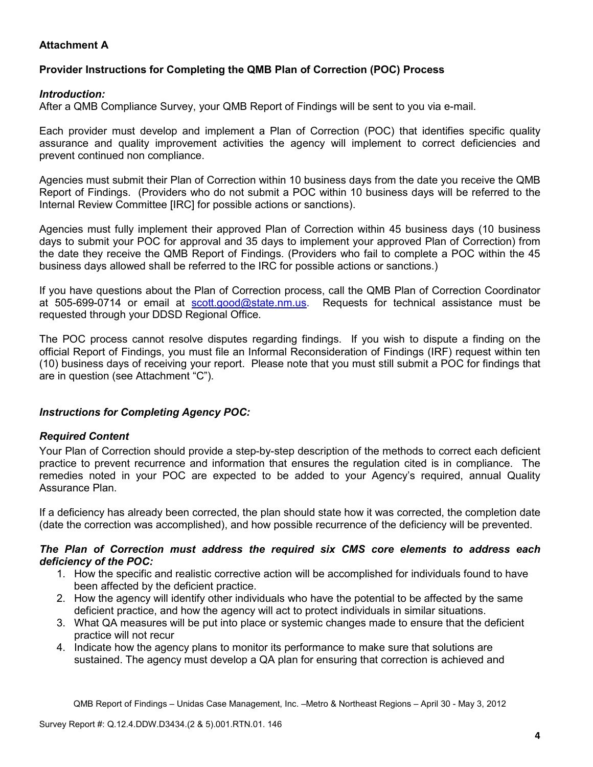**Attachment A**

**Provider Instructions for Completing the QMB Plan of Correction (POC) Process**

***Introduction:***
After a QMB Compliance Survey, your QMB Report of Findings will be sent to you via e-mail.

Each provider must develop and implement a Plan of Correction (POC) that identifies specific quality assurance and quality improvement activities the agency will implement to correct deficiencies and prevent continued non compliance.

Agencies must submit their Plan of Correction within 10 business days from the date you receive the QMB Report of Findings. (Providers who do not submit a POC within 10 business days will be referred to the Internal Review Committee [IRC] for possible actions or sanctions).

Agencies must fully implement their approved Plan of Correction within 45 business days (10 business days to submit your POC for approval and 35 days to implement your approved Plan of Correction) from the date they receive the QMB Report of Findings. (Providers who fail to complete a POC within the 45 business days allowed shall be referred to the IRC for possible actions or sanctions.)

If you have questions about the Plan of Correction process, call the QMB Plan of Correction Coordinator at 505-699-0714 or email at scott.good@state.nm.us. Requests for technical assistance must be requested through your DDSD Regional Office.

The POC process cannot resolve disputes regarding findings. If you wish to dispute a finding on the official Report of Findings, you must file an Informal Reconsideration of Findings (IRF) request within ten (10) business days of receiving your report. Please note that you must still submit a POC for findings that are in question (see Attachment "C").

***Instructions for Completing Agency POC:***

***Required Content***
Your Plan of Correction should provide a step-by-step description of the methods to correct each deficient practice to prevent recurrence and information that ensures the regulation cited is in compliance. The remedies noted in your POC are expected to be added to your Agency's required, annual Quality Assurance Plan.

If a deficiency has already been corrected, the plan should state how it was corrected, the completion date (date the correction was accomplished), and how possible recurrence of the deficiency will be prevented.

***The Plan of Correction must address the required six CMS core elements to address each deficiency of the POC:***

1. How the specific and realistic corrective action will be accomplished for individuals found to have been affected by the deficient practice.
2. How the agency will identify other individuals who have the potential to be affected by the same deficient practice, and how the agency will act to protect individuals in similar situations.
3. What QA measures will be put into place or systemic changes made to ensure that the deficient practice will not recur
4. Indicate how the agency plans to monitor its performance to make sure that solutions are sustained. The agency must develop a QA plan for ensuring that correction is achieved and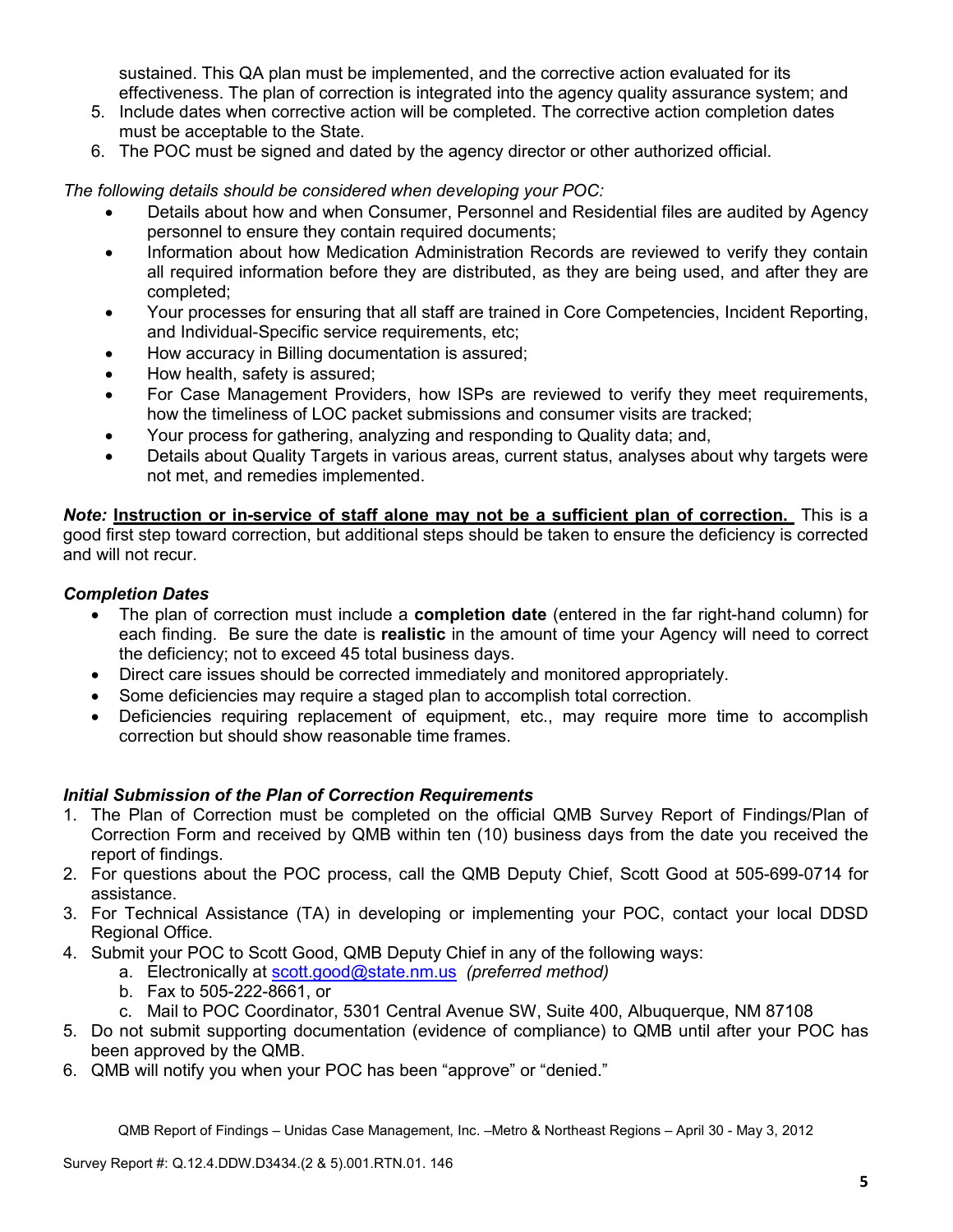sustained. This QA plan must be implemented, and the corrective action evaluated for its effectiveness. The plan of correction is integrated into the agency quality assurance system; and

5. Include dates when corrective action will be completed. The corrective action completion dates must be acceptable to the State.
6. The POC must be signed and dated by the agency director or other authorized official.

*The following details should be considered when developing your POC:*

- Details about how and when Consumer, Personnel and Residential files are audited by Agency personnel to ensure they contain required documents;
- Information about how Medication Administration Records are reviewed to verify they contain all required information before they are distributed, as they are being used, and after they are completed;
- Your processes for ensuring that all staff are trained in Core Competencies, Incident Reporting, and Individual-Specific service requirements, etc;
- How accuracy in Billing documentation is assured;
- How health, safety is assured;
- For Case Management Providers, how ISPs are reviewed to verify they meet requirements, how the timeliness of LOC packet submissions and consumer visits are tracked;
- Your process for gathering, analyzing and responding to Quality data; and,
- Details about Quality Targets in various areas, current status, analyses about why targets were not met, and remedies implemented.

***Note:*** **Instruction or in-service of staff alone may not be a sufficient plan of correction.** This is a good first step toward correction, but additional steps should be taken to ensure the deficiency is corrected and will not recur.

***Completion Dates***

- The plan of correction must include a **completion date** (entered in the far right-hand column) for each finding. Be sure the date is **realistic** in the amount of time your Agency will need to correct the deficiency; not to exceed 45 total business days.
- Direct care issues should be corrected immediately and monitored appropriately.
- Some deficiencies may require a staged plan to accomplish total correction.
- Deficiencies requiring replacement of equipment, etc., may require more time to accomplish correction but should show reasonable time frames.

***Initial Submission of the Plan of Correction Requirements***

1. The Plan of Correction must be completed on the official QMB Survey Report of Findings/Plan of Correction Form and received by QMB within ten (10) business days from the date you received the report of findings.
2. For questions about the POC process, call the QMB Deputy Chief, Scott Good at 505-699-0714 for assistance.
3. For Technical Assistance (TA) in developing or implementing your POC, contact your local DDSD Regional Office.
4. Submit your POC to Scott Good, QMB Deputy Chief in any of the following ways:
   a. Electronically at scott.good@state.nm.us *(preferred method)*
   b. Fax to 505-222-8661, or
   c. Mail to POC Coordinator, 5301 Central Avenue SW, Suite 400, Albuquerque, NM 87108
5. Do not submit supporting documentation (evidence of compliance) to QMB until after your POC has been approved by the QMB.
6. QMB will notify you when your POC has been "approve" or "denied."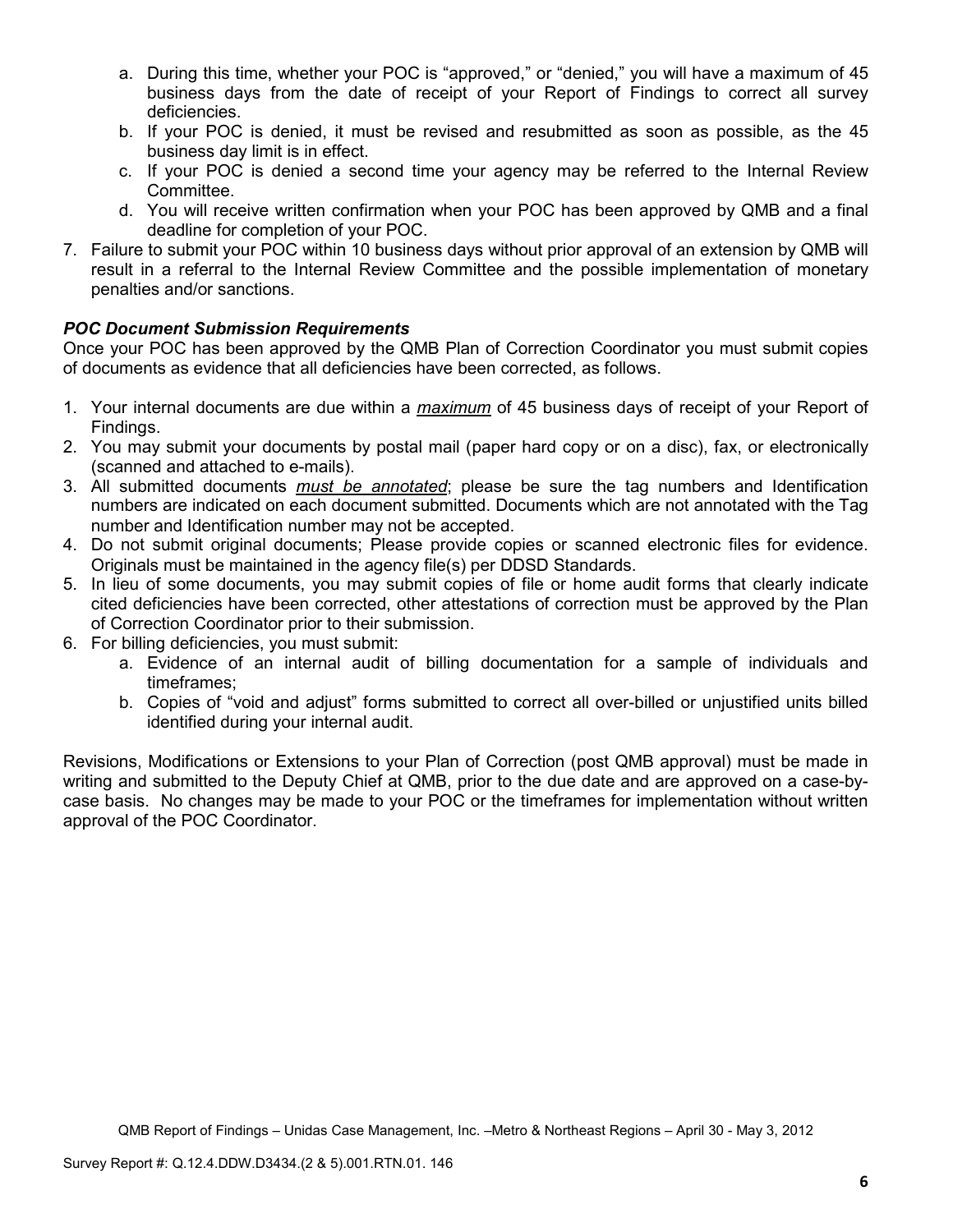a. During this time, whether your POC is "approved," or "denied," you will have a maximum of 45 business days from the date of receipt of your Report of Findings to correct all survey deficiencies.
   b. If your POC is denied, it must be revised and resubmitted as soon as possible, as the 45 business day limit is in effect.
   c. If your POC is denied a second time your agency may be referred to the Internal Review Committee.
   d. You will receive written confirmation when your POC has been approved by QMB and a final deadline for completion of your POC.
7. Failure to submit your POC within 10 business days without prior approval of an extension by QMB will result in a referral to the Internal Review Committee and the possible implementation of monetary penalties and/or sanctions.

***POC Document Submission Requirements***

Once your POC has been approved by the QMB Plan of Correction Coordinator you must submit copies of documents as evidence that all deficiencies have been corrected, as follows.

1. Your internal documents are due within a ***maximum*** of 45 business days of receipt of your Report of Findings.
2. You may submit your documents by postal mail (paper hard copy or on a disc), fax, or electronically (scanned and attached to e-mails).
3. All submitted documents ***must be annotated***; please be sure the tag numbers and Identification numbers are indicated on each document submitted. Documents which are not annotated with the Tag number and Identification number may not be accepted.
4. Do not submit original documents; Please provide copies or scanned electronic files for evidence. Originals must be maintained in the agency file(s) per DDSD Standards.
5. In lieu of some documents, you may submit copies of file or home audit forms that clearly indicate cited deficiencies have been corrected, other attestations of correction must be approved by the Plan of Correction Coordinator prior to their submission.
6. For billing deficiencies, you must submit:
   a. Evidence of an internal audit of billing documentation for a sample of individuals and timeframes;
   b. Copies of "void and adjust" forms submitted to correct all over-billed or unjustified units billed identified during your internal audit.

Revisions, Modifications or Extensions to your Plan of Correction (post QMB approval) must be made in writing and submitted to the Deputy Chief at QMB, prior to the due date and are approved on a case-by-case basis. No changes may be made to your POC or the timeframes for implementation without written approval of the POC Coordinator.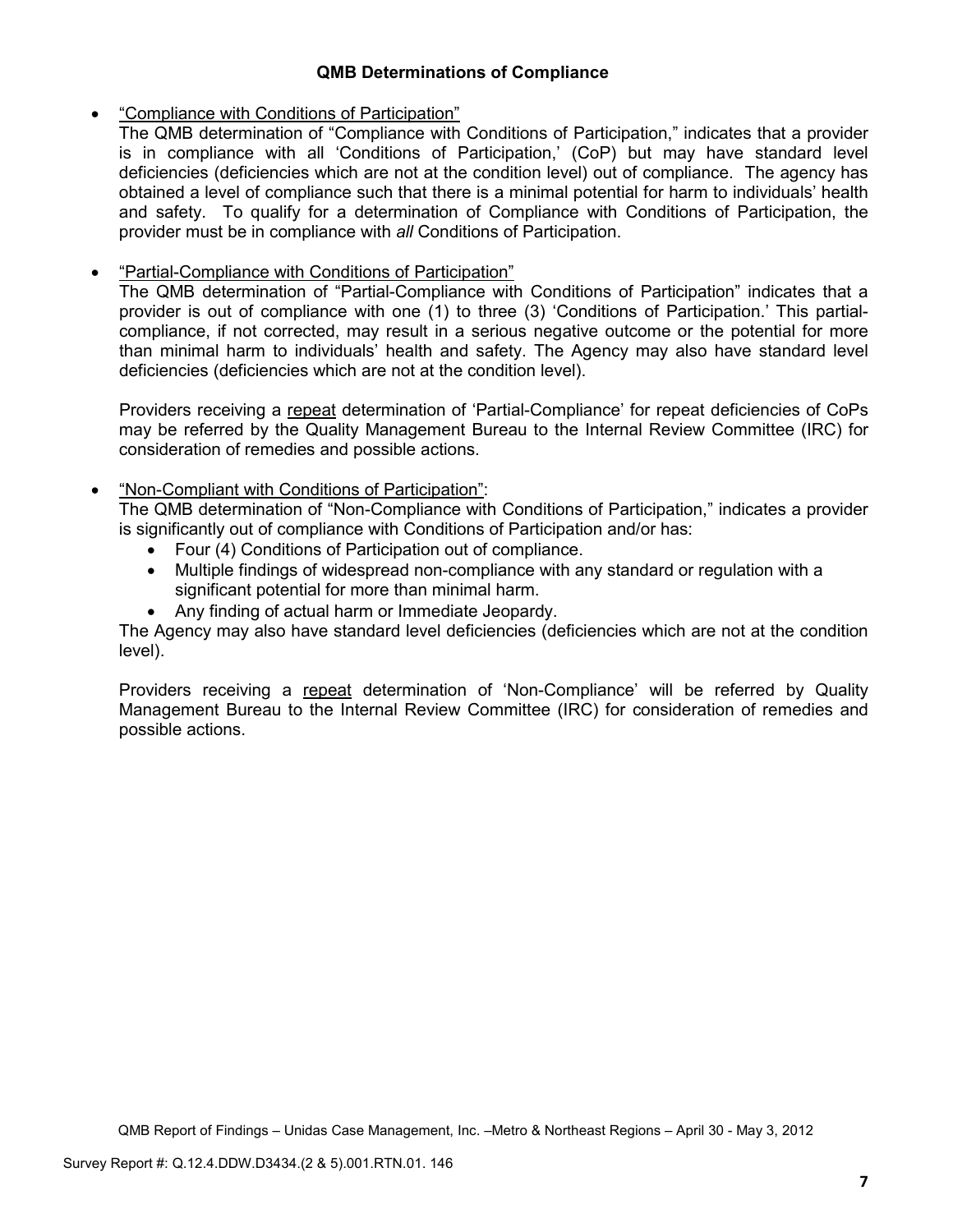### QMB Determinations of Compliance

- "Compliance with Conditions of Participation"
  The QMB determination of "Compliance with Conditions of Participation," indicates that a provider is in compliance with all 'Conditions of Participation,' (CoP) but may have standard level deficiencies (deficiencies which are not at the condition level) out of compliance. The agency has obtained a level of compliance such that there is a minimal potential for harm to individuals' health and safety. To qualify for a determination of Compliance with Conditions of Participation, the provider must be in compliance with *all* Conditions of Participation.

- "Partial-Compliance with Conditions of Participation"
  The QMB determination of "Partial-Compliance with Conditions of Participation" indicates that a provider is out of compliance with one (1) to three (3) 'Conditions of Participation.' This partial-compliance, if not corrected, may result in a serious negative outcome or the potential for more than minimal harm to individuals' health and safety. The Agency may also have standard level deficiencies (deficiencies which are not at the condition level).

  Providers receiving a repeat determination of 'Partial-Compliance' for repeat deficiencies of CoPs may be referred by the Quality Management Bureau to the Internal Review Committee (IRC) for consideration of remedies and possible actions.

- "Non-Compliant with Conditions of Participation":
  The QMB determination of "Non-Compliance with Conditions of Participation," indicates a provider is significantly out of compliance with Conditions of Participation and/or has:
  - Four (4) Conditions of Participation out of compliance.
  - Multiple findings of widespread non-compliance with any standard or regulation with a significant potential for more than minimal harm.
  - Any finding of actual harm or Immediate Jeopardy.

  The Agency may also have standard level deficiencies (deficiencies which are not at the condition level).

  Providers receiving a repeat determination of 'Non-Compliance' will be referred by Quality Management Bureau to the Internal Review Committee (IRC) for consideration of remedies and possible actions.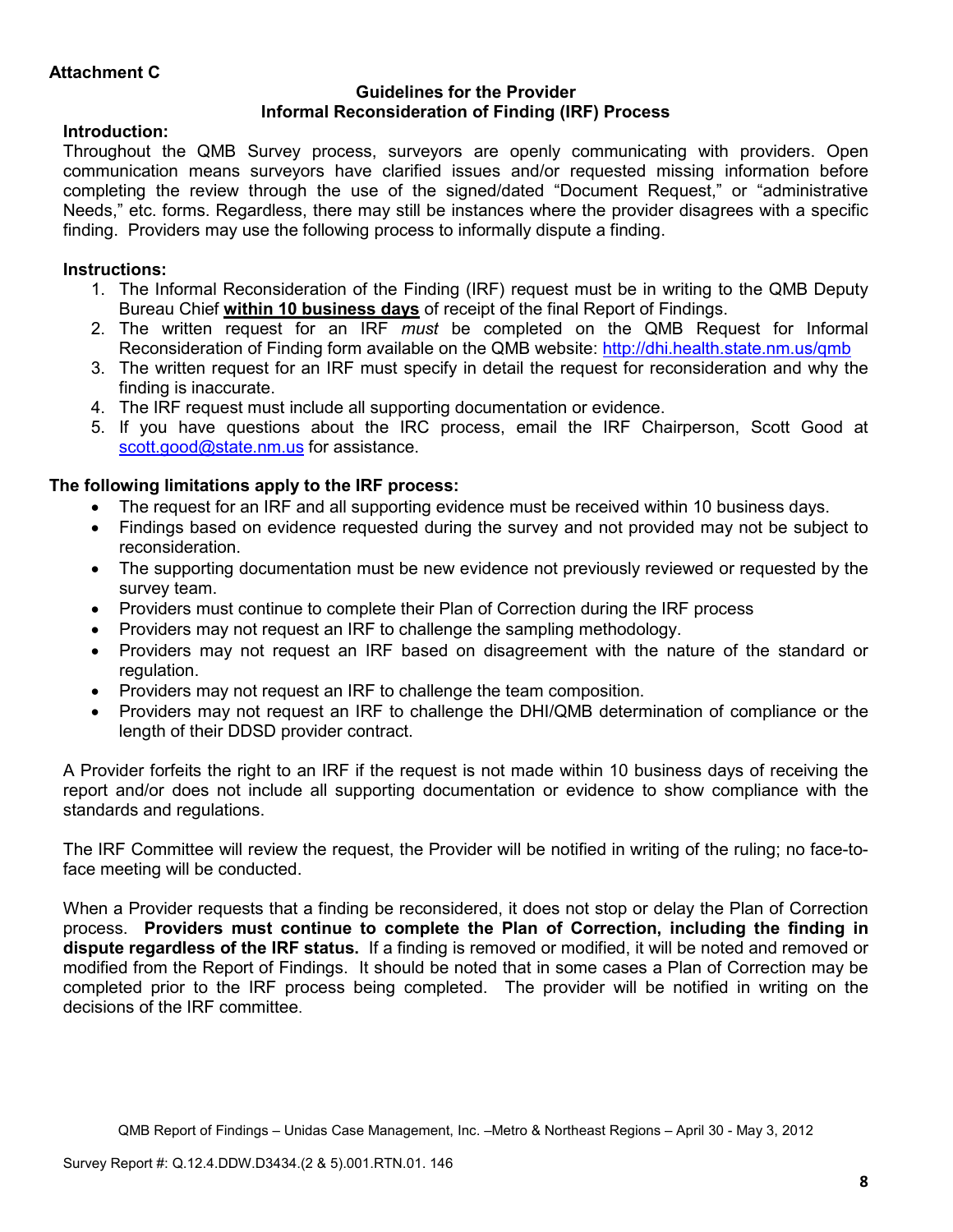**Attachment C**

### Guidelines for the Provider
### Informal Reconsideration of Finding (IRF) Process

**Introduction:**

Throughout the QMB Survey process, surveyors are openly communicating with providers. Open communication means surveyors have clarified issues and/or requested missing information before completing the review through the use of the signed/dated "Document Request," or "administrative Needs," etc. forms. Regardless, there may still be instances where the provider disagrees with a specific finding. Providers may use the following process to informally dispute a finding.

**Instructions:**

1. The Informal Reconsideration of the Finding (IRF) request must be in writing to the QMB Deputy Bureau Chief **within 10 business days** of receipt of the final Report of Findings.
2. The written request for an IRF *must* be completed on the QMB Request for Informal Reconsideration of Finding form available on the QMB website: http://dhi.health.state.nm.us/qmb
3. The written request for an IRF must specify in detail the request for reconsideration and why the finding is inaccurate.
4. The IRF request must include all supporting documentation or evidence.
5. If you have questions about the IRC process, email the IRF Chairperson, Scott Good at scott.good@state.nm.us for assistance.

**The following limitations apply to the IRF process:**

- The request for an IRF and all supporting evidence must be received within 10 business days.
- Findings based on evidence requested during the survey and not provided may not be subject to reconsideration.
- The supporting documentation must be new evidence not previously reviewed or requested by the survey team.
- Providers must continue to complete their Plan of Correction during the IRF process
- Providers may not request an IRF to challenge the sampling methodology.
- Providers may not request an IRF based on disagreement with the nature of the standard or regulation.
- Providers may not request an IRF to challenge the team composition.
- Providers may not request an IRF to challenge the DHI/QMB determination of compliance or the length of their DDSD provider contract.

A Provider forfeits the right to an IRF if the request is not made within 10 business days of receiving the report and/or does not include all supporting documentation or evidence to show compliance with the standards and regulations.

The IRF Committee will review the request, the Provider will be notified in writing of the ruling; no face-to-face meeting will be conducted.

When a Provider requests that a finding be reconsidered, it does not stop or delay the Plan of Correction process. **Providers must continue to complete the Plan of Correction, including the finding in dispute regardless of the IRF status.** If a finding is removed or modified, it will be noted and removed or modified from the Report of Findings. It should be noted that in some cases a Plan of Correction may be completed prior to the IRF process being completed. The provider will be notified in writing on the decisions of the IRF committee.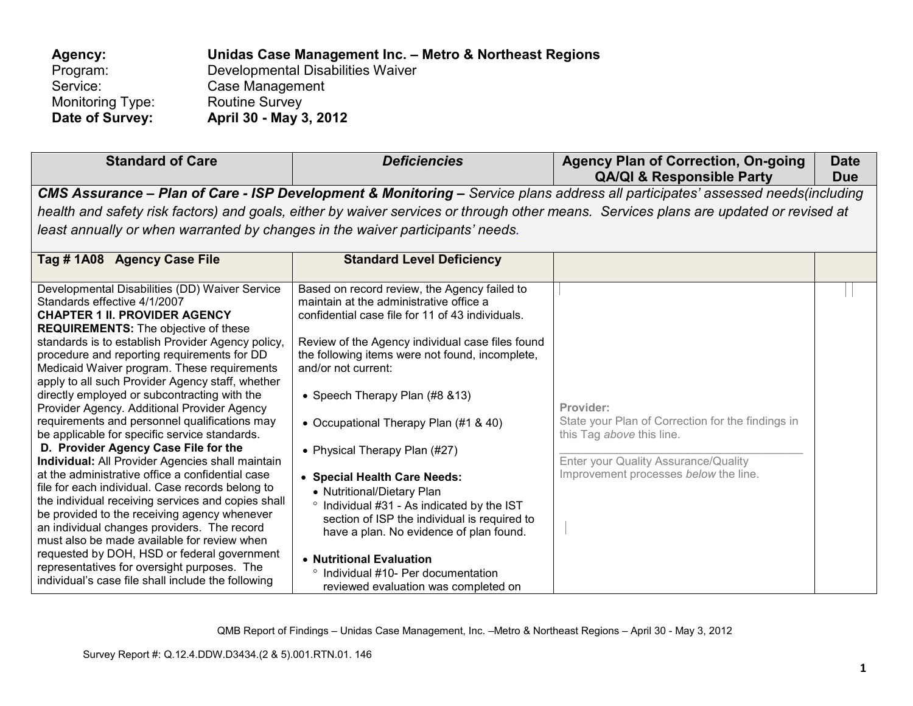**Agency:** **Unidas Case Management Inc. – Metro & Northeast Regions**
Program: Developmental Disabilities Waiver
Service: Case Management
Monitoring Type: Routine Survey
**Date of Survey:** **April 30 - May 3, 2012**

| Standard of Care | *Deficiencies* | Agency Plan of Correction, On-going QA/QI & Responsible Party | Date Due |
|---|---|---|---|
| ***CMS Assurance – Plan of Care - ISP Development & Monitoring –*** *Service plans address all participates' assessed needs(including health and safety risk factors) and goals, either by waiver services or through other means. Services plans are updated or revised at least annually or when warranted by changes in the waiver participants' needs.* | | | |
| **Tag # 1A08 Agency Case File** | **Standard Level Deficiency** | | |
| Developmental Disabilities (DD) Waiver Service Standards effective 4/1/2007<br>**CHAPTER 1 II. PROVIDER AGENCY REQUIREMENTS:** The objective of these standards is to establish Provider Agency policy, procedure and reporting requirements for DD Medicaid Waiver program. These requirements apply to all such Provider Agency staff, whether directly employed or subcontracting with the Provider Agency. Additional Provider Agency requirements and personnel qualifications may be applicable for specific service standards.<br>**D. Provider Agency Case File for the Individual:** All Provider Agencies shall maintain at the administrative office a confidential case file for each individual. Case records belong to the individual receiving services and copies shall be provided to the receiving agency whenever an individual changes providers. The record must also be made available for review when requested by DOH, HSD or federal government representatives for oversight purposes. The individual's case file shall include the following | Based on record review, the Agency failed to maintain at the administrative office a confidential case file for 11 of 43 individuals.<br><br>Review of the Agency individual case files found the following items were not found, incomplete, and/or not current:<br><br>• Speech Therapy Plan (#8 &13)<br><br>• Occupational Therapy Plan (#1 & 40)<br><br>• Physical Therapy Plan (#27)<br><br>• **Special Health Care Needs:**<br>• Nutritional/Dietary Plan<br>° Individual #31 - As indicated by the IST section of ISP the individual is required to have a plan. No evidence of plan found.<br><br>• **Nutritional Evaluation**<br>° Individual #10- Per documentation reviewed evaluation was completed on | **Provider:**<br>State your Plan of Correction for the findings in this Tag *above* this line.<br>\_\_\_\_\_\_\_\_\_\_\_\_\_\_\_\_\_\_\_\_\_\_\_\_\_\_\_\_\_\_\_\_<br>Enter your Quality Assurance/Quality Improvement processes *below* the line. | |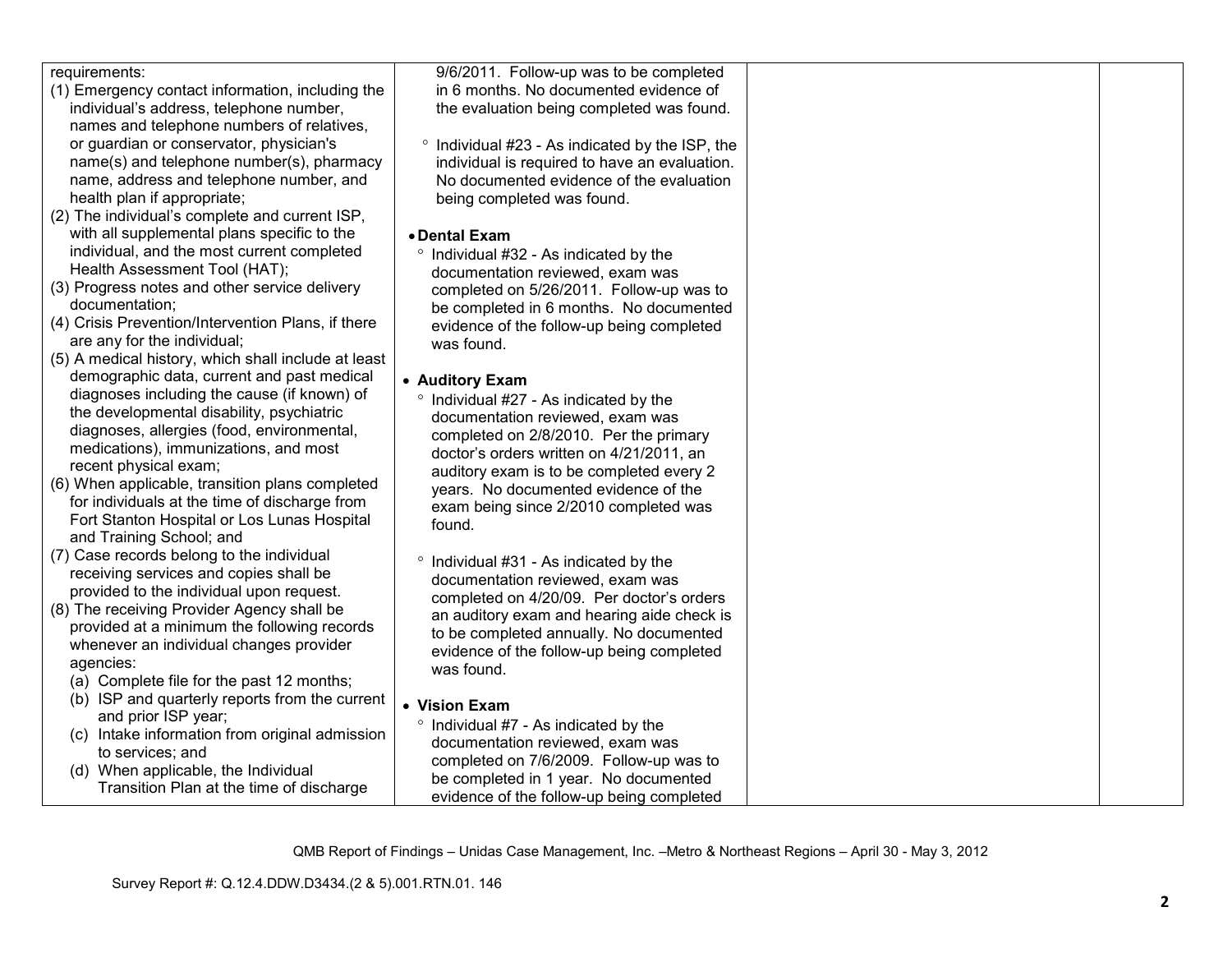| | | | |
|---|---|---|---|
| requirements:<br>(1) Emergency contact information, including the individual's address, telephone number, names and telephone numbers of relatives, or guardian or conservator, physician's name(s) and telephone number(s), pharmacy name, address and telephone number, and health plan if appropriate;<br>(2) The individual's complete and current ISP, with all supplemental plans specific to the individual, and the most current completed Health Assessment Tool (HAT);<br>(3) Progress notes and other service delivery documentation;<br>(4) Crisis Prevention/Intervention Plans, if there are any for the individual;<br>(5) A medical history, which shall include at least demographic data, current and past medical diagnoses including the cause (if known) of the developmental disability, psychiatric diagnoses, allergies (food, environmental, medications), immunizations, and most recent physical exam;<br>(6) When applicable, transition plans completed for individuals at the time of discharge from Fort Stanton Hospital or Los Lunas Hospital and Training School; and<br>(7) Case records belong to the individual receiving services and copies shall be provided to the individual upon request.<br>(8) The receiving Provider Agency shall be provided at a minimum the following records whenever an individual changes provider agencies:<br>(a) Complete file for the past 12 months;<br>(b) ISP and quarterly reports from the current and prior ISP year;<br>(c) Intake information from original admission to services; and<br>(d) When applicable, the Individual Transition Plan at the time of discharge | 9/6/2011. Follow-up was to be completed in 6 months. No documented evidence of the evaluation being completed was found.<br><br>° Individual #23 - As indicated by the ISP, the individual is required to have an evaluation. No documented evidence of the evaluation being completed was found.<br><br>• **Dental Exam**<br>° Individual #32 - As indicated by the documentation reviewed, exam was completed on 5/26/2011. Follow-up was to be completed in 6 months. No documented evidence of the follow-up being completed was found.<br><br>• **Auditory Exam**<br>° Individual #27 - As indicated by the documentation reviewed, exam was completed on 2/8/2010. Per the primary doctor's orders written on 4/21/2011, an auditory exam is to be completed every 2 years. No documented evidence of the exam being since 2/2010 completed was found.<br><br>° Individual #31 - As indicated by the documentation reviewed, exam was completed on 4/20/09. Per doctor's orders an auditory exam and hearing aide check is to be completed annually. No documented evidence of the follow-up being completed was found.<br><br>• **Vision Exam**<br>° Individual #7 - As indicated by the documentation reviewed, exam was completed on 7/6/2009. Follow-up was to be completed in 1 year. No documented evidence of the follow-up being completed | | |

QMB Report of Findings – Unidas Case Management, Inc. –Metro & Northeast Regions – April 30 - May 3, 2012

Survey Report #: Q.12.4.DDW.D3434.(2 & 5).001.RTN.01. 146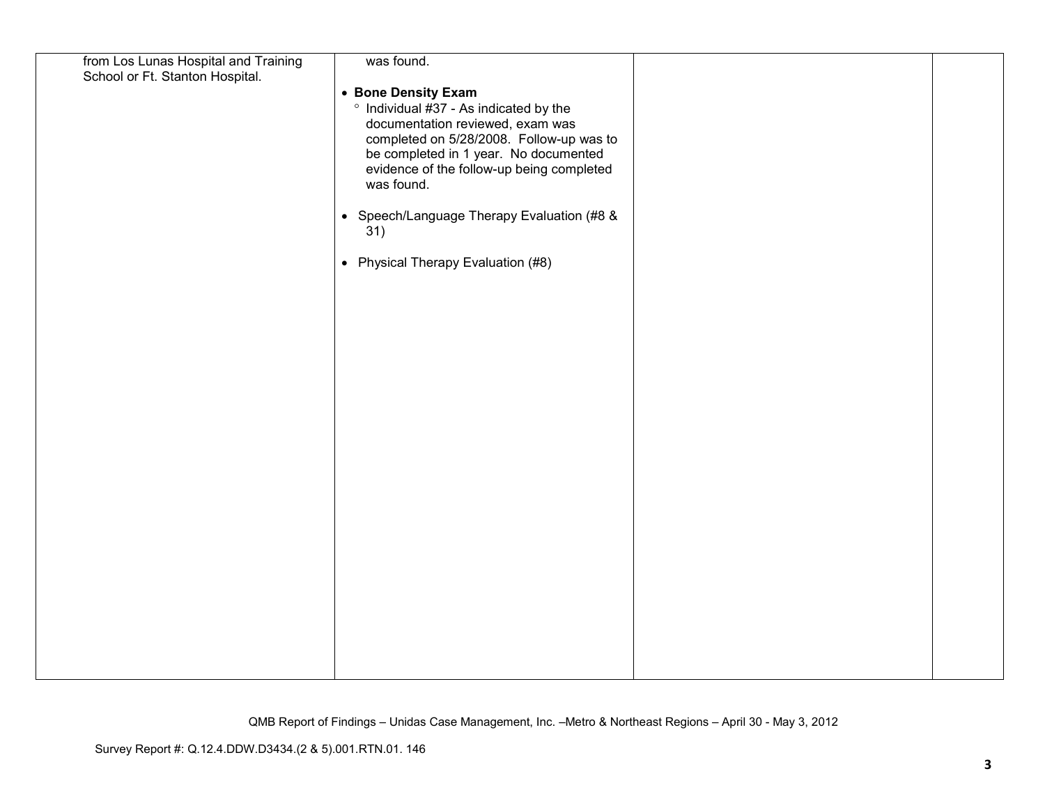| | | | |
|---|---|---|---|
| from Los Lunas Hospital and Training School or Ft. Stanton Hospital. | was found.<br><br>• **Bone Density Exam**<br>° Individual #37 - As indicated by the documentation reviewed, exam was completed on 5/28/2008. Follow-up was to be completed in 1 year. No documented evidence of the follow-up being completed was found.<br><br>• Speech/Language Therapy Evaluation (#8 & 31)<br><br>• Physical Therapy Evaluation (#8) | | |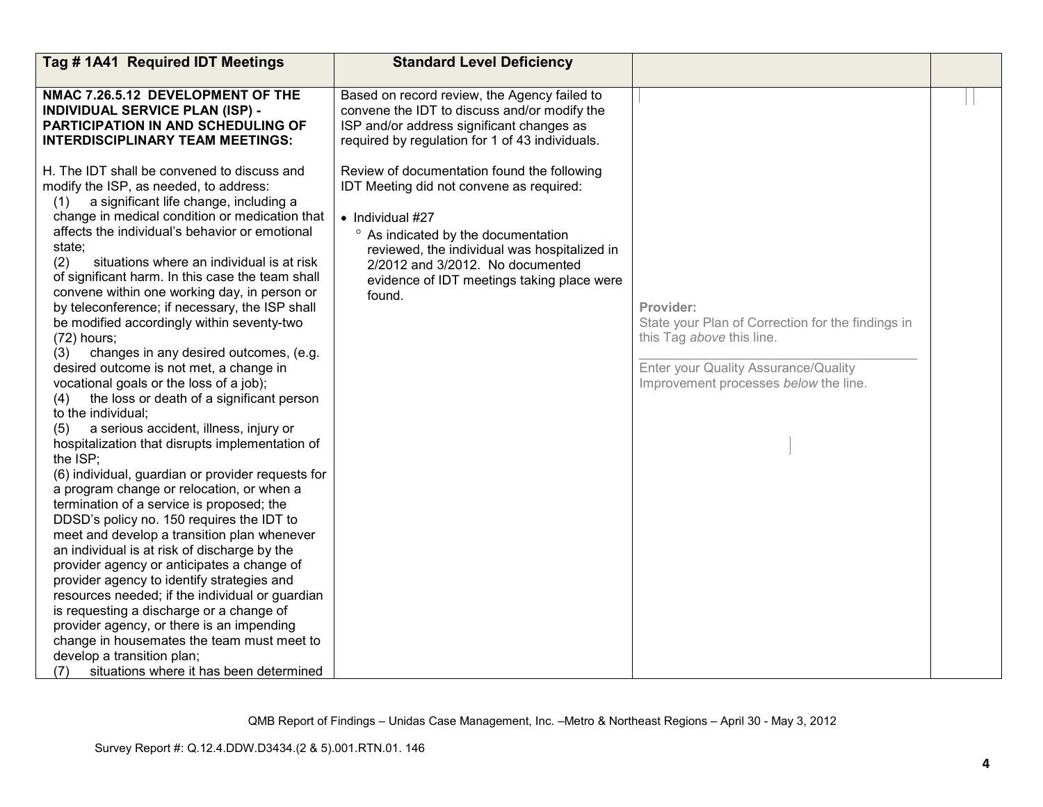| Tag # 1A41 Required IDT Meetings | Standard Level Deficiency | | |
|---|---|---|---|
| **NMAC 7.26.5.12 DEVELOPMENT OF THE INDIVIDUAL SERVICE PLAN (ISP) - PARTICIPATION IN AND SCHEDULING OF INTERDISCIPLINARY TEAM MEETINGS:**<br><br>H. The IDT shall be convened to discuss and modify the ISP, as needed, to address:<br>(1) a significant life change, including a change in medical condition or medication that affects the individual's behavior or emotional state;<br>(2) situations where an individual is at risk of significant harm. In this case the team shall convene within one working day, in person or by teleconference; if necessary, the ISP shall be modified accordingly within seventy-two (72) hours;<br>(3) changes in any desired outcomes, (e.g. desired outcome is not met, a change in vocational goals or the loss of a job);<br>(4) the loss or death of a significant person to the individual;<br>(5) a serious accident, illness, injury or hospitalization that disrupts implementation of the ISP;<br>(6) individual, guardian or provider requests for a program change or relocation, or when a termination of a service is proposed; the DDSD's policy no. 150 requires the IDT to meet and develop a transition plan whenever an individual is at risk of discharge by the provider agency or anticipates a change of provider agency to identify strategies and resources needed; if the individual or guardian is requesting a discharge or a change of provider agency, or there is an impending change in housemates the team must meet to develop a transition plan;<br>(7) situations where it has been determined | Based on record review, the Agency failed to convene the IDT to discuss and/or modify the ISP and/or address significant changes as required by regulation for 1 of 43 individuals.<br><br>Review of documentation found the following IDT Meeting did not convene as required:<br><br>• Individual #27<br>° As indicated by the documentation reviewed, the individual was hospitalized in 2/2012 and 3/2012. No documented evidence of IDT meetings taking place were found. | **Provider:**<br>State your Plan of Correction for the findings in this Tag *above* this line.<br>\_\_\_\_\_\_\_\_\_\_\_\_\_\_\_\_\_\_\_\_\_\_\_\_\_\_\_\_\_\_\_\_\_\_<br>Enter your Quality Assurance/Quality Improvement processes *below* the line. | |

QMB Report of Findings – Unidas Case Management, Inc. –Metro & Northeast Regions – April 30 - May 3, 2012

Survey Report #: Q.12.4.DDW.D3434.(2 & 5).001.RTN.01. 146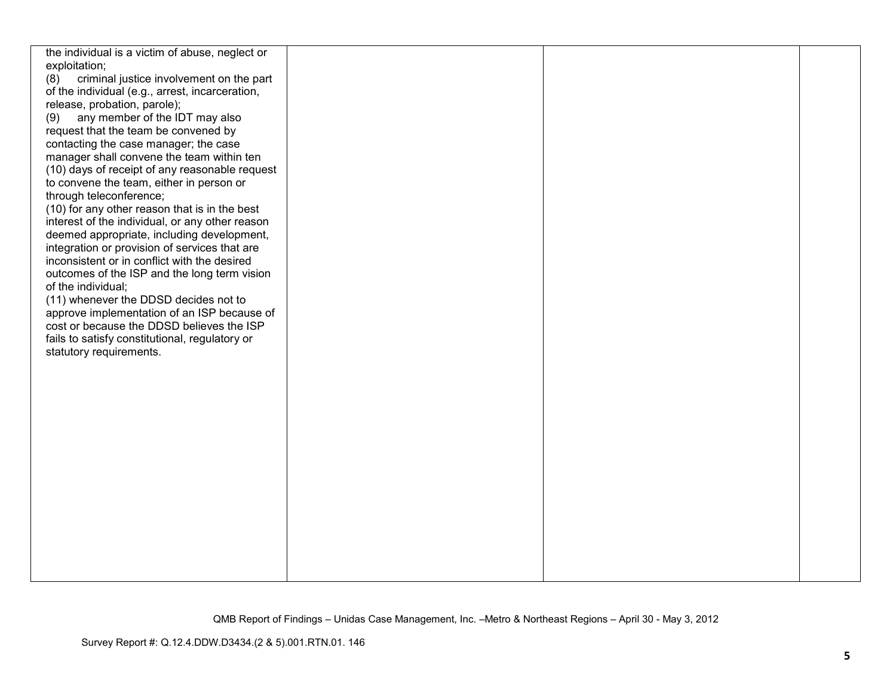| | | | |
|---|---|---|---|
| the individual is a victim of abuse, neglect or exploitation;<br>(8) criminal justice involvement on the part of the individual (e.g., arrest, incarceration, release, probation, parole);<br>(9) any member of the IDT may also request that the team be convened by contacting the case manager; the case manager shall convene the team within ten (10) days of receipt of any reasonable request to convene the team, either in person or through teleconference;<br>(10) for any other reason that is in the best interest of the individual, or any other reason deemed appropriate, including development, integration or provision of services that are inconsistent or in conflict with the desired outcomes of the ISP and the long term vision of the individual;<br>(11) whenever the DDSD decides not to approve implementation of an ISP because of cost or because the DDSD believes the ISP fails to satisfy constitutional, regulatory or statutory requirements. | | | |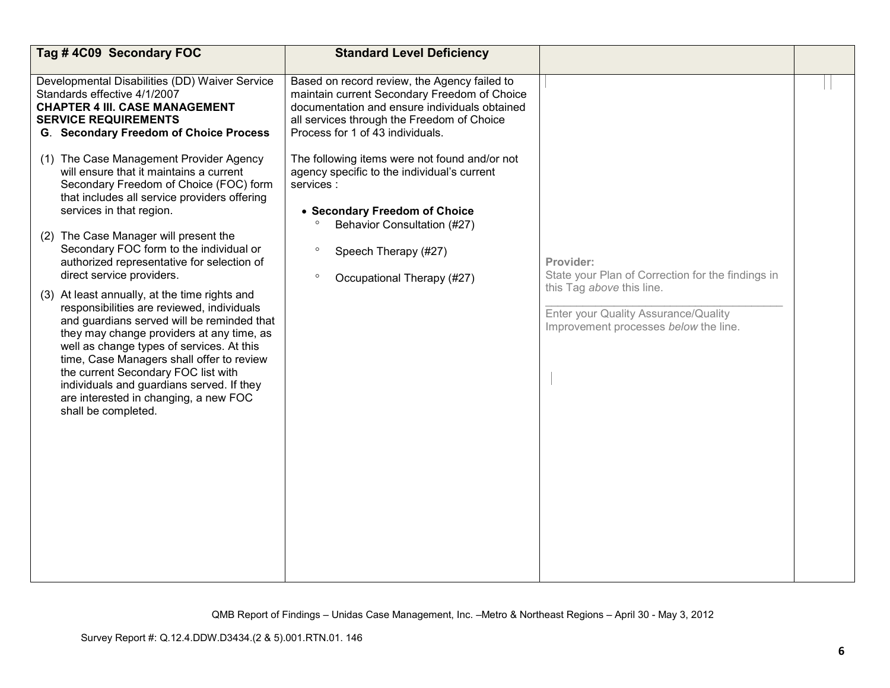| Tag # 4C09 Secondary FOC | Standard Level Deficiency | | |
|---|---|---|---|
| Developmental Disabilities (DD) Waiver Service Standards effective 4/1/2007<br>**CHAPTER 4 III. CASE MANAGEMENT SERVICE REQUIREMENTS**<br>**G. Secondary Freedom of Choice Process**<br><br>(1) The Case Management Provider Agency will ensure that it maintains a current Secondary Freedom of Choice (FOC) form that includes all service providers offering services in that region.<br><br>(2) The Case Manager will present the Secondary FOC form to the individual or authorized representative for selection of direct service providers.<br><br>(3) At least annually, at the time rights and responsibilities are reviewed, individuals and guardians served will be reminded that they may change providers at any time, as well as change types of services. At this time, Case Managers shall offer to review the current Secondary FOC list with individuals and guardians served. If they are interested in changing, a new FOC shall be completed. | Based on record review, the Agency failed to maintain current Secondary Freedom of Choice documentation and ensure individuals obtained all services through the Freedom of Choice Process for 1 of 43 individuals.<br><br>The following items were not found and/or not agency specific to the individual's current services :<br><br>• **Secondary Freedom of Choice**<br>° Behavior Consultation (#27)<br>° Speech Therapy (#27)<br>° Occupational Therapy (#27) | **Provider:**<br>State your Plan of Correction for the findings in this Tag *above* this line.<br>\_\_\_\_\_\_\_\_\_\_\_\_\_\_\_\_\_\_\_\_\_\_\_\_\_\_\_\_\_\_\_\_\_\_\_\_<br>Enter your Quality Assurance/Quality Improvement processes *below* the line. | |

QMB Report of Findings – Unidas Case Management, Inc. –Metro & Northeast Regions – April 30 - May 3, 2012

Survey Report #: Q.12.4.DDW.D3434.(2 & 5).001.RTN.01. 146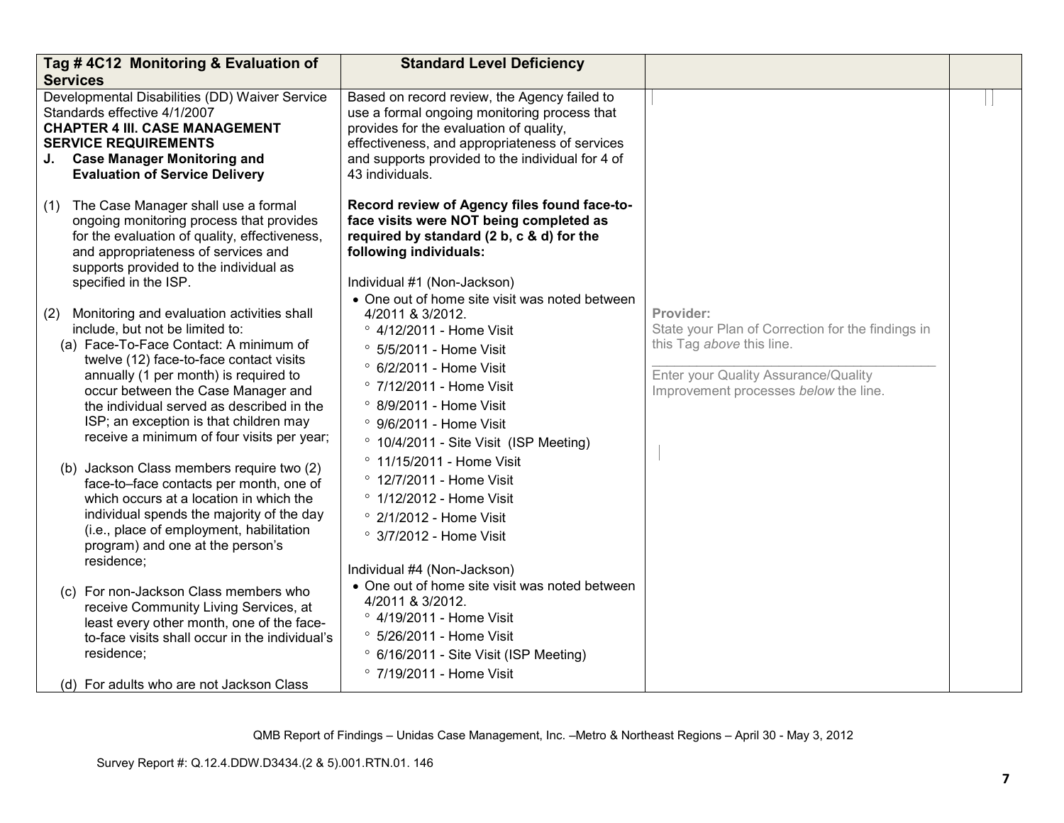| Tag # 4C12 Monitoring & Evaluation of Services | Standard Level Deficiency | | |
|---|---|---|---|
| Developmental Disabilities (DD) Waiver Service Standards effective 4/1/2007<br>**CHAPTER 4 III. CASE MANAGEMENT SERVICE REQUIREMENTS**<br>**J. Case Manager Monitoring and Evaluation of Service Delivery**<br><br>(1) The Case Manager shall use a formal ongoing monitoring process that provides for the evaluation of quality, effectiveness, and appropriateness of services and supports provided to the individual as specified in the ISP.<br><br>(2) Monitoring and evaluation activities shall include, but not be limited to:<br>(a) Face-To-Face Contact: A minimum of twelve (12) face-to-face contact visits annually (1 per month) is required to occur between the Case Manager and the individual served as described in the ISP; an exception is that children may receive a minimum of four visits per year;<br><br>(b) Jackson Class members require two (2) face-to–face contacts per month, one of which occurs at a location in which the individual spends the majority of the day (i.e., place of employment, habilitation program) and one at the person's residence;<br><br>(c) For non-Jackson Class members who receive Community Living Services, at least every other month, one of the face-to-face visits shall occur in the individual's residence;<br><br>(d) For adults who are not Jackson Class | Based on record review, the Agency failed to use a formal ongoing monitoring process that provides for the evaluation of quality, effectiveness, and appropriateness of services and supports provided to the individual for 4 of 43 individuals.<br><br>**Record review of Agency files found face-to-face visits were NOT being completed as required by standard (2 b, c & d) for the following individuals:**<br><br>Individual #1 (Non-Jackson)<br>• One out of home site visit was noted between 4/2011 & 3/2012.<br>° 4/12/2011 - Home Visit<br>° 5/5/2011 - Home Visit<br>° 6/2/2011 - Home Visit<br>° 7/12/2011 - Home Visit<br>° 8/9/2011 - Home Visit<br>° 9/6/2011 - Home Visit<br>° 10/4/2011 - Site Visit (ISP Meeting)<br>° 11/15/2011 - Home Visit<br>° 12/7/2011 - Home Visit<br>° 1/12/2012 - Home Visit<br>° 2/1/2012 - Home Visit<br>° 3/7/2012 - Home Visit<br><br>Individual #4 (Non-Jackson)<br>• One out of home site visit was noted between 4/2011 & 3/2012.<br>° 4/19/2011 - Home Visit<br>° 5/26/2011 - Home Visit<br>° 6/16/2011 - Site Visit (ISP Meeting)<br>° 7/19/2011 - Home Visit | **Provider:**<br>State your Plan of Correction for the findings in this Tag *above* this line.<br>\_\_\_\_\_\_\_\_\_\_\_\_\_\_\_\_\_\_\_\_\_\_\_\_\_\_\_\_\_\_\_\_\_\_\_\_\_\_\_\_<br>Enter your Quality Assurance/Quality Improvement processes *below* the line. | |

QMB Report of Findings – Unidas Case Management, Inc. –Metro & Northeast Regions – April 30 - May 3, 2012

Survey Report #: Q.12.4.DDW.D3434.(2 & 5).001.RTN.01. 146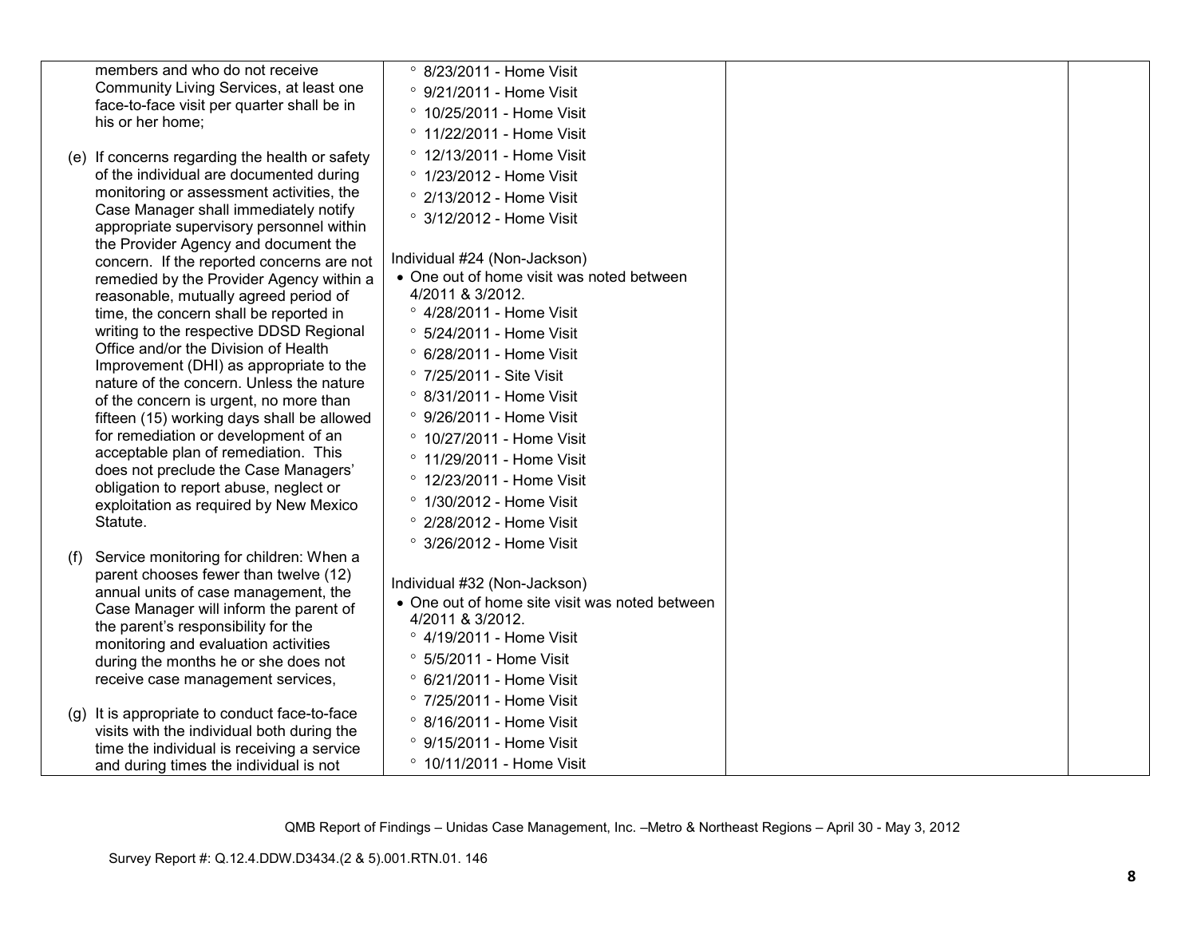| | | | |
|---|---|---|---|
| members and who do not receive Community Living Services, at least one face-to-face visit per quarter shall be in his or her home;<br><br>(e) If concerns regarding the health or safety of the individual are documented during monitoring or assessment activities, the Case Manager shall immediately notify appropriate supervisory personnel within the Provider Agency and document the concern. If the reported concerns are not remedied by the Provider Agency within a reasonable, mutually agreed period of time, the concern shall be reported in writing to the respective DDSD Regional Office and/or the Division of Health Improvement (DHI) as appropriate to the nature of the concern. Unless the nature of the concern is urgent, no more than fifteen (15) working days shall be allowed for remediation or development of an acceptable plan of remediation. This does not preclude the Case Managers' obligation to report abuse, neglect or exploitation as required by New Mexico Statute.<br><br>(f) Service monitoring for children: When a parent chooses fewer than twelve (12) annual units of case management, the Case Manager will inform the parent of the parent's responsibility for the monitoring and evaluation activities during the months he or she does not receive case management services,<br><br>(g) It is appropriate to conduct face-to-face visits with the individual both during the time the individual is receiving a service and during times the individual is not | ° 8/23/2011 - Home Visit<br>° 9/21/2011 - Home Visit<br>° 10/25/2011 - Home Visit<br>° 11/22/2011 - Home Visit<br>° 12/13/2011 - Home Visit<br>° 1/23/2012 - Home Visit<br>° 2/13/2012 - Home Visit<br>° 3/12/2012 - Home Visit<br><br>Individual #24 (Non-Jackson)<br>• One out of home visit was noted between 4/2011 & 3/2012.<br>° 4/28/2011 - Home Visit<br>° 5/24/2011 - Home Visit<br>° 6/28/2011 - Home Visit<br>° 7/25/2011 - Site Visit<br>° 8/31/2011 - Home Visit<br>° 9/26/2011 - Home Visit<br>° 10/27/2011 - Home Visit<br>° 11/29/2011 - Home Visit<br>° 12/23/2011 - Home Visit<br>° 1/30/2012 - Home Visit<br>° 2/28/2012 - Home Visit<br>° 3/26/2012 - Home Visit<br><br>Individual #32 (Non-Jackson)<br>• One out of home site visit was noted between 4/2011 & 3/2012.<br>° 4/19/2011 - Home Visit<br>° 5/5/2011 - Home Visit<br>° 6/21/2011 - Home Visit<br>° 7/25/2011 - Home Visit<br>° 8/16/2011 - Home Visit<br>° 9/15/2011 - Home Visit<br>° 10/11/2011 - Home Visit | | |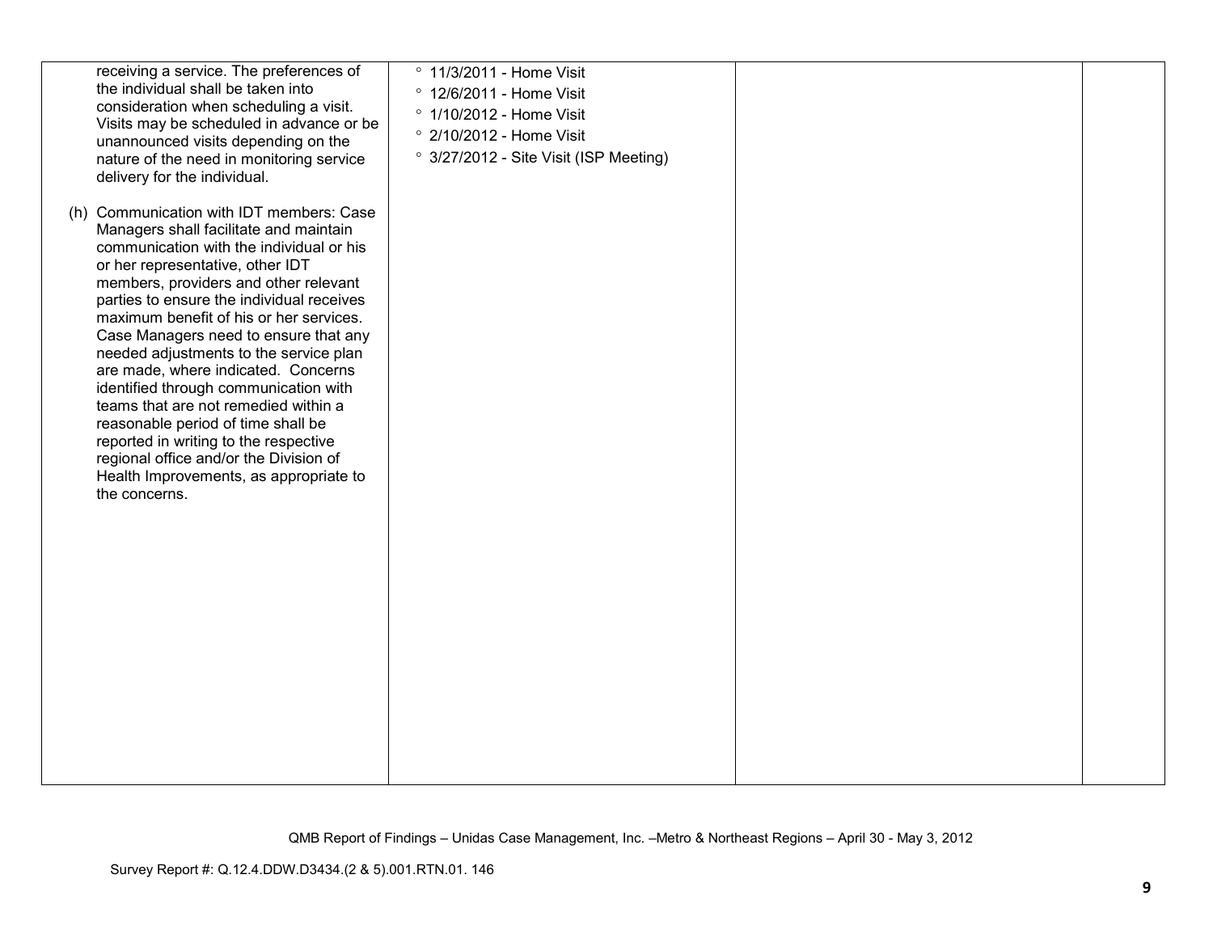| | | | |
|---|---|---|---|
| receiving a service. The preferences of the individual shall be taken into consideration when scheduling a visit. Visits may be scheduled in advance or be unannounced visits depending on the nature of the need in monitoring service delivery for the individual.<br><br>(h) Communication with IDT members: Case Managers shall facilitate and maintain communication with the individual or his or her representative, other IDT members, providers and other relevant parties to ensure the individual receives maximum benefit of his or her services. Case Managers need to ensure that any needed adjustments to the service plan are made, where indicated. Concerns identified through communication with teams that are not remedied within a reasonable period of time shall be reported in writing to the respective regional office and/or the Division of Health Improvements, as appropriate to the concerns. | ° 11/3/2011 - Home Visit<br>° 12/6/2011 - Home Visit<br>° 1/10/2012 - Home Visit<br>° 2/10/2012 - Home Visit<br>° 3/27/2012 - Site Visit (ISP Meeting) | | |

QMB Report of Findings – Unidas Case Management, Inc. –Metro & Northeast Regions – April 30 - May 3, 2012

Survey Report #: Q.12.4.DDW.D3434.(2 & 5).001.RTN.01. 146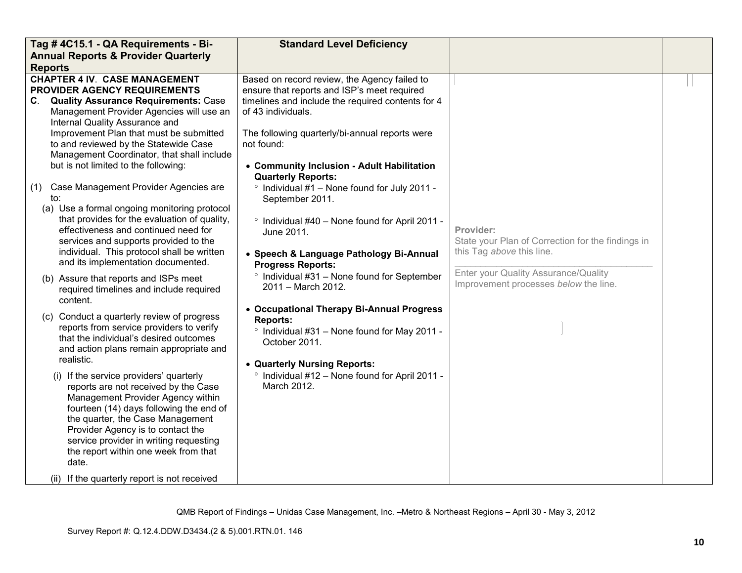| Tag # 4C15.1 - QA Requirements - Bi-Annual Reports & Provider Quarterly Reports | Standard Level Deficiency | | |
|---|---|---|---|
| **CHAPTER 4 IV. CASE MANAGEMENT PROVIDER AGENCY REQUIREMENTS**<br>**C. Quality Assurance Requirements:** Case Management Provider Agencies will use an Internal Quality Assurance and Improvement Plan that must be submitted to and reviewed by the Statewide Case Management Coordinator, that shall include but is not limited to the following:<br><br>(1) Case Management Provider Agencies are to:<br>(a) Use a formal ongoing monitoring protocol that provides for the evaluation of quality, effectiveness and continued need for services and supports provided to the individual. This protocol shall be written and its implementation documented.<br>(b) Assure that reports and ISPs meet required timelines and include required content.<br>(c) Conduct a quarterly review of progress reports from service providers to verify that the individual's desired outcomes and action plans remain appropriate and realistic.<br>(i) If the service providers' quarterly reports are not received by the Case Management Provider Agency within fourteen (14) days following the end of the quarter, the Case Management Provider Agency is to contact the service provider in writing requesting the report within one week from that date.<br>(ii) If the quarterly report is not received | Based on record review, the Agency failed to ensure that reports and ISP's meet required timelines and include the required contents for 4 of 43 individuals.<br><br>The following quarterly/bi-annual reports were not found:<br><br>• **Community Inclusion - Adult Habilitation Quarterly Reports:**<br>° Individual #1 – None found for July 2011 - September 2011.<br>° Individual #40 – None found for April 2011 - June 2011.<br><br>• **Speech & Language Pathology Bi-Annual Progress Reports:**<br>° Individual #31 – None found for September 2011 – March 2012.<br><br>• **Occupational Therapy Bi-Annual Progress Reports:**<br>° Individual #31 – None found for May 2011 - October 2011.<br><br>• **Quarterly Nursing Reports:**<br>° Individual #12 – None found for April 2011 - March 2012. | **Provider:**<br>State your Plan of Correction for the findings in this Tag *above* this line.<br>\_\_\_\_\_\_\_\_\_\_\_\_\_\_\_\_\_\_\_\_\_\_\_\_\_\_\_\_\_\_\_\_\_\_\_\_<br>Enter your Quality Assurance/Quality Improvement processes *below* the line. | |

QMB Report of Findings – Unidas Case Management, Inc. –Metro & Northeast Regions – April 30 - May 3, 2012

Survey Report #: Q.12.4.DDW.D3434.(2 & 5).001.RTN.01. 146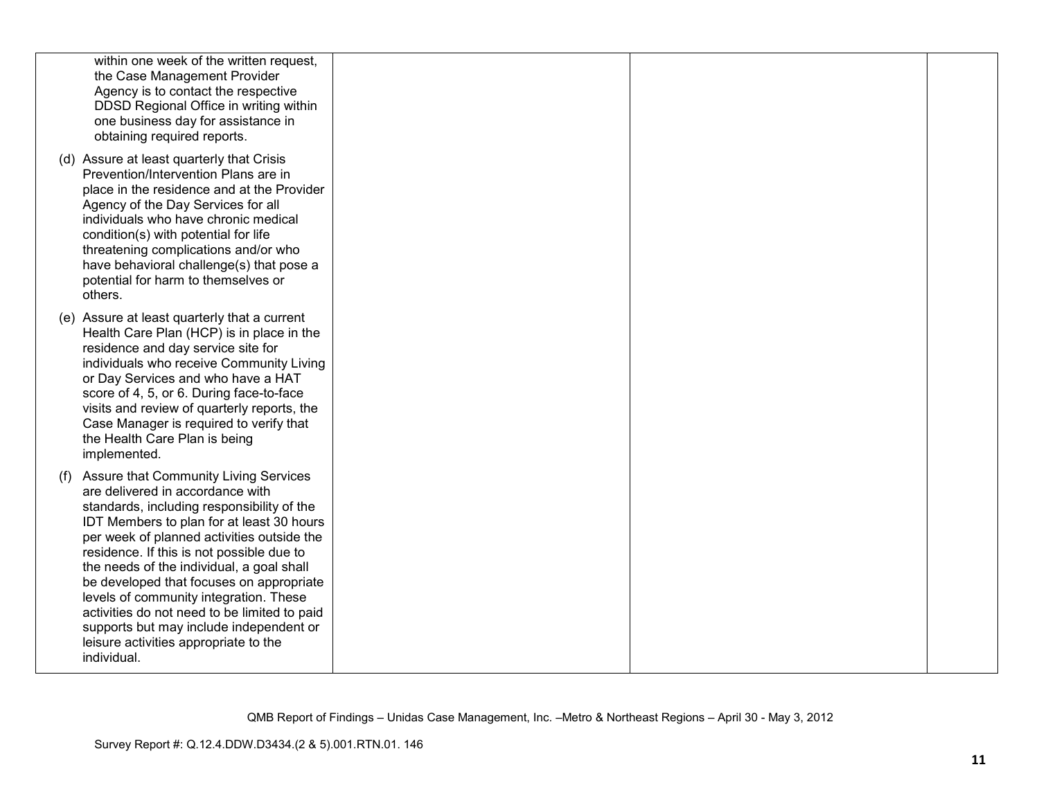| | | | |
|---|---|---|---|
| within one week of the written request, the Case Management Provider Agency is to contact the respective DDSD Regional Office in writing within one business day for assistance in obtaining required reports.<br><br>(d) Assure at least quarterly that Crisis Prevention/Intervention Plans are in place in the residence and at the Provider Agency of the Day Services for all individuals who have chronic medical condition(s) with potential for life threatening complications and/or who have behavioral challenge(s) that pose a potential for harm to themselves or others.<br><br>(e) Assure at least quarterly that a current Health Care Plan (HCP) is in place in the residence and day service site for individuals who receive Community Living or Day Services and who have a HAT score of 4, 5, or 6. During face-to-face visits and review of quarterly reports, the Case Manager is required to verify that the Health Care Plan is being implemented.<br><br>(f) Assure that Community Living Services are delivered in accordance with standards, including responsibility of the IDT Members to plan for at least 30 hours per week of planned activities outside the residence. If this is not possible due to the needs of the individual, a goal shall be developed that focuses on appropriate levels of community integration. These activities do not need to be limited to paid supports but may include independent or leisure activities appropriate to the individual. | | | |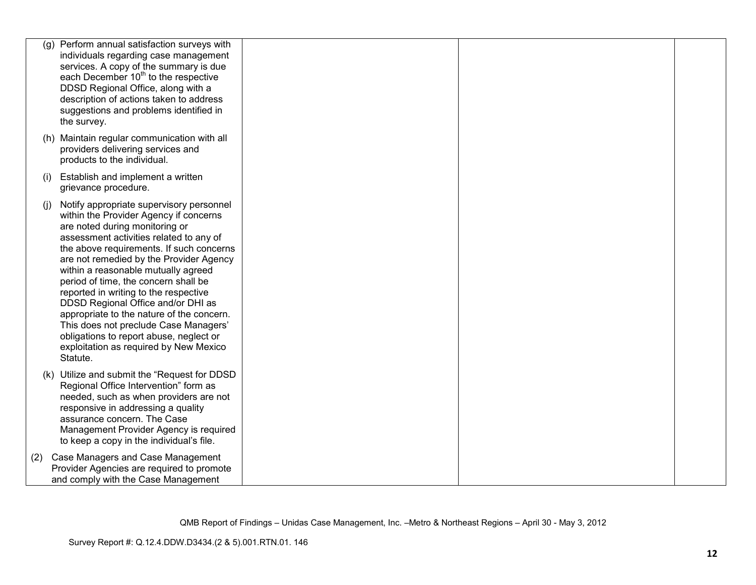| | | | |
|---|---|---|---|
| (g) Perform annual satisfaction surveys with individuals regarding case management services. A copy of the summary is due each December 10th to the respective DDSD Regional Office, along with a description of actions taken to address suggestions and problems identified in the survey.<br><br>(h) Maintain regular communication with all providers delivering services and products to the individual.<br><br>(i) Establish and implement a written grievance procedure.<br><br>(j) Notify appropriate supervisory personnel within the Provider Agency if concerns are noted during monitoring or assessment activities related to any of the above requirements. If such concerns are not remedied by the Provider Agency within a reasonable mutually agreed period of time, the concern shall be reported in writing to the respective DDSD Regional Office and/or DHI as appropriate to the nature of the concern. This does not preclude Case Managers' obligations to report abuse, neglect or exploitation as required by New Mexico Statute.<br><br>(k) Utilize and submit the "Request for DDSD Regional Office Intervention" form as needed, such as when providers are not responsive in addressing a quality assurance concern. The Case Management Provider Agency is required to keep a copy in the individual's file.<br><br>(2) Case Managers and Case Management Provider Agencies are required to promote and comply with the Case Management | | | |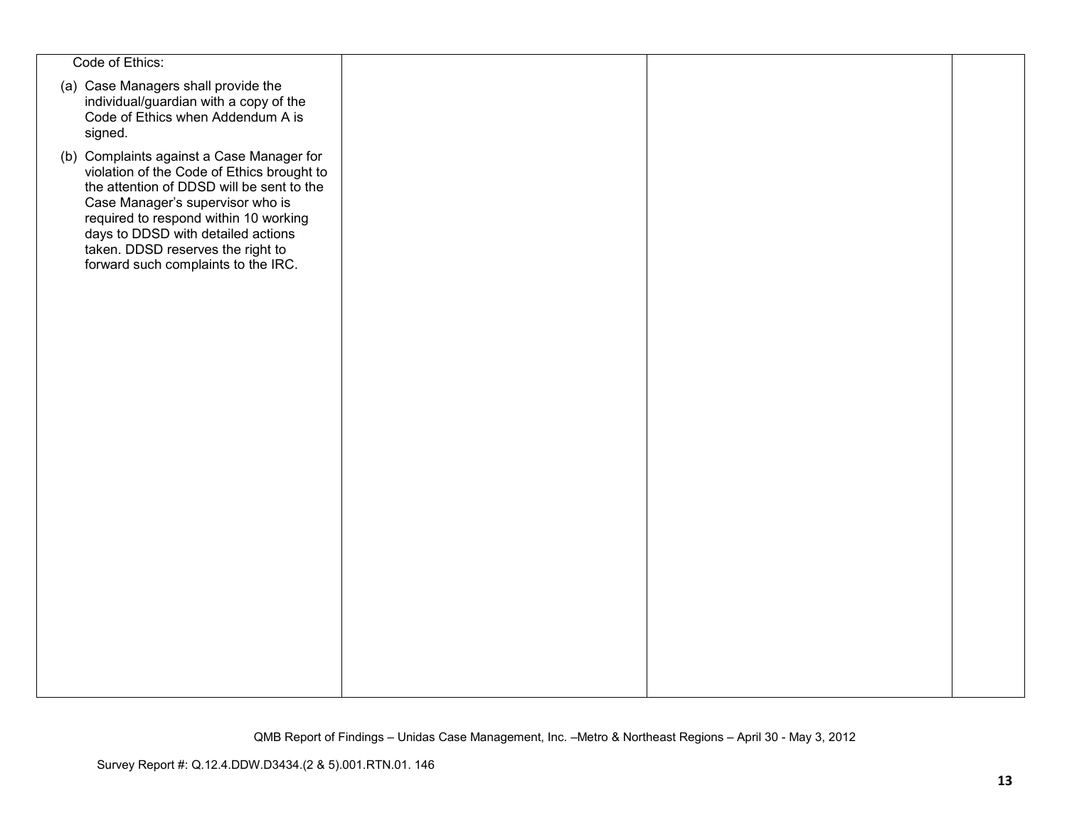| | | | |
|---|---|---|---|
| Code of Ethics:<br><br>(a) Case Managers shall provide the individual/guardian with a copy of the Code of Ethics when Addendum A is signed.<br><br>(b) Complaints against a Case Manager for violation of the Code of Ethics brought to the attention of DDSD will be sent to the Case Manager's supervisor who is required to respond within 10 working days to DDSD with detailed actions taken. DDSD reserves the right to forward such complaints to the IRC. | | | |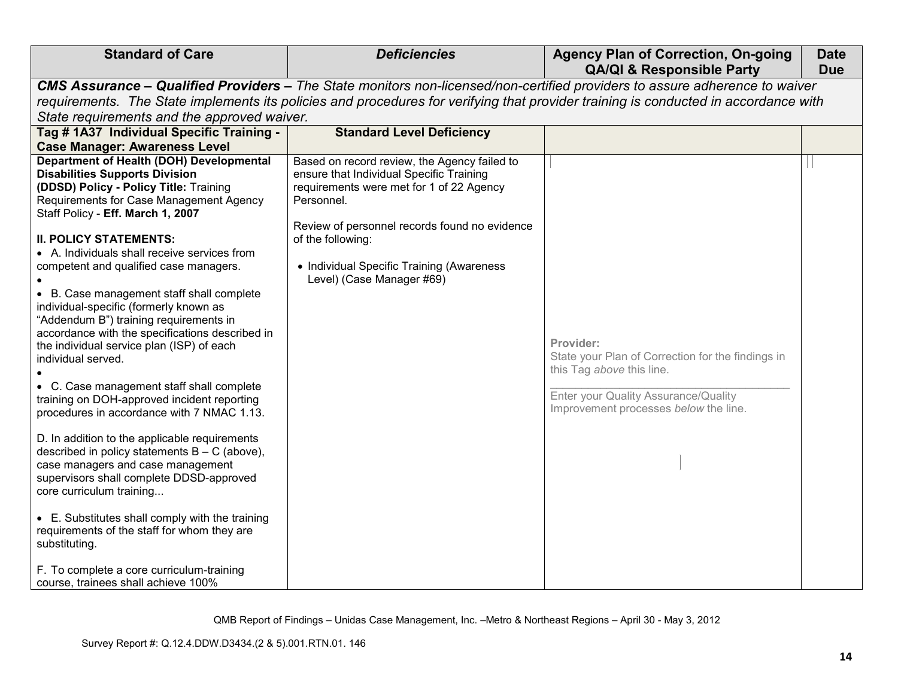| Standard of Care | *Deficiencies* | Agency Plan of Correction, On-going QA/QI & Responsible Party | Date Due |
|---|---|---|---|
| ***CMS Assurance – Qualified Providers –*** *The State monitors non-licensed/non-certified providers to assure adherence to waiver requirements. The State implements its policies and procedures for verifying that provider training is conducted in accordance with State requirements and the approved waiver.* | | | |
| **Tag # 1A37 Individual Specific Training - Case Manager: Awareness Level** | **Standard Level Deficiency** | | |
| **Department of Health (DOH) Developmental Disabilities Supports Division (DDSD) Policy - Policy Title:** Training Requirements for Case Management Agency Staff Policy - **Eff. March 1, 2007**<br><br>**II. POLICY STATEMENTS:**<br>• A. Individuals shall receive services from competent and qualified case managers.<br>•<br>• B. Case management staff shall complete individual-specific (formerly known as "Addendum B") training requirements in accordance with the specifications described in the individual service plan (ISP) of each individual served.<br>•<br>• C. Case management staff shall complete training on DOH-approved incident reporting procedures in accordance with 7 NMAC 1.13.<br><br>D. In addition to the applicable requirements described in policy statements B – C (above), case managers and case management supervisors shall complete DDSD-approved core curriculum training...<br><br>• E. Substitutes shall comply with the training requirements of the staff for whom they are substituting.<br><br>F. To complete a core curriculum-training course, trainees shall achieve 100% | Based on record review, the Agency failed to ensure that Individual Specific Training requirements were met for 1 of 22 Agency Personnel.<br><br>Review of personnel records found no evidence of the following:<br><br>• Individual Specific Training (Awareness Level) (Case Manager #69) | Provider:<br>State your Plan of Correction for the findings in this Tag *above* this line.<br>___________________________________<br>Enter your Quality Assurance/Quality Improvement processes *below* the line. | |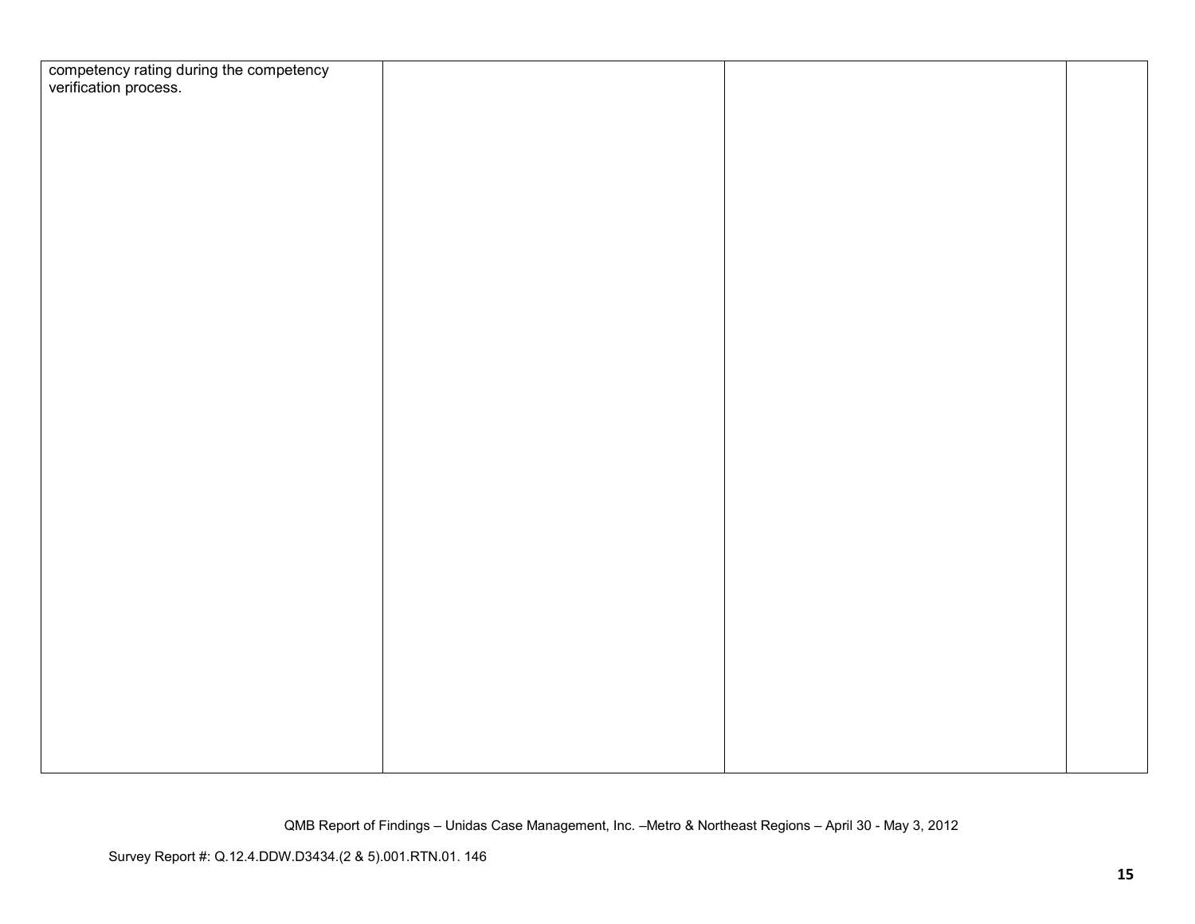| | | | |
|---|---|---|---|
| competency rating during the competency verification process. | | | |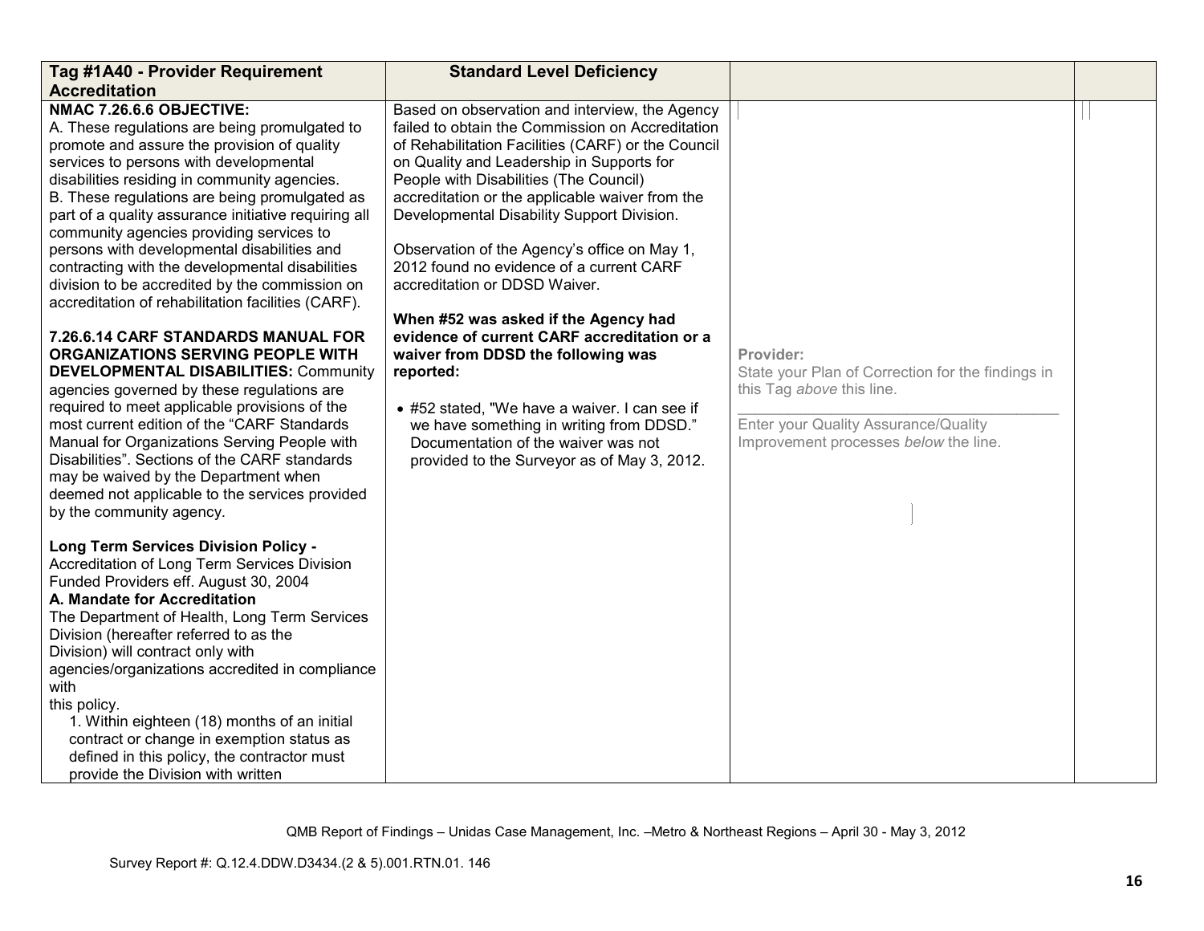| Tag #1A40 - Provider Requirement Accreditation | Standard Level Deficiency | | |
|---|---|---|---|
| **NMAC 7.26.6.6 OBJECTIVE:**<br>A. These regulations are being promulgated to promote and assure the provision of quality services to persons with developmental disabilities residing in community agencies.<br>B. These regulations are being promulgated as part of a quality assurance initiative requiring all community agencies providing services to persons with developmental disabilities and contracting with the developmental disabilities division to be accredited by the commission on accreditation of rehabilitation facilities (CARF).<br><br>**7.26.6.14 CARF STANDARDS MANUAL FOR ORGANIZATIONS SERVING PEOPLE WITH DEVELOPMENTAL DISABILITIES:** Community agencies governed by these regulations are required to meet applicable provisions of the most current edition of the "CARF Standards Manual for Organizations Serving People with Disabilities". Sections of the CARF standards may be waived by the Department when deemed not applicable to the services provided by the community agency.<br><br>**Long Term Services Division Policy -** Accreditation of Long Term Services Division Funded Providers eff. August 30, 2004<br>**A. Mandate for Accreditation**<br>The Department of Health, Long Term Services Division (hereafter referred to as the Division) will contract only with agencies/organizations accredited in compliance with this policy.<br>1. Within eighteen (18) months of an initial contract or change in exemption status as defined in this policy, the contractor must provide the Division with written | Based on observation and interview, the Agency failed to obtain the Commission on Accreditation of Rehabilitation Facilities (CARF) or the Council on Quality and Leadership in Supports for People with Disabilities (The Council) accreditation or the applicable waiver from the Developmental Disability Support Division.<br><br>Observation of the Agency's office on May 1, 2012 found no evidence of a current CARF accreditation or DDSD Waiver.<br><br>**When #52 was asked if the Agency had evidence of current CARF accreditation or a waiver from DDSD the following was reported:**<br><br>• #52 stated, "We have a waiver. I can see if we have something in writing from DDSD." Documentation of the waiver was not provided to the Surveyor as of May 3, 2012. | Provider:<br>State your Plan of Correction for the findings in this Tag *above* this line.<br>\_\_\_\_\_\_\_\_\_\_\_\_\_\_\_\_\_\_\_\_\_\_\_\_\_\_\_\_\_\_\_\_<br>Enter your Quality Assurance/Quality Improvement processes *below* the line. | |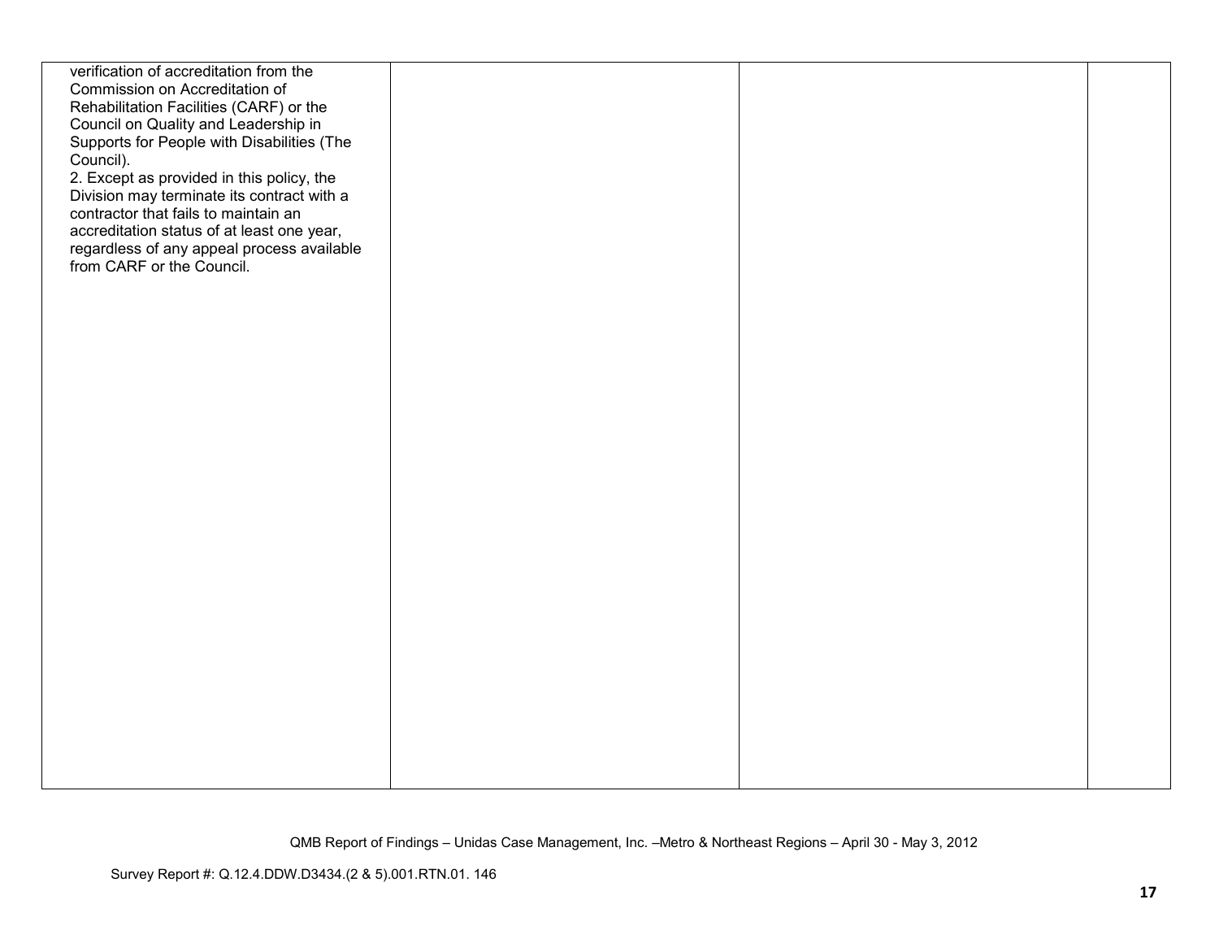| | | | |
|---|---|---|---|
| verification of accreditation from the Commission on Accreditation of Rehabilitation Facilities (CARF) or the Council on Quality and Leadership in Supports for People with Disabilities (The Council).<br>2. Except as provided in this policy, the Division may terminate its contract with a contractor that fails to maintain an accreditation status of at least one year, regardless of any appeal process available from CARF or the Council. | | | |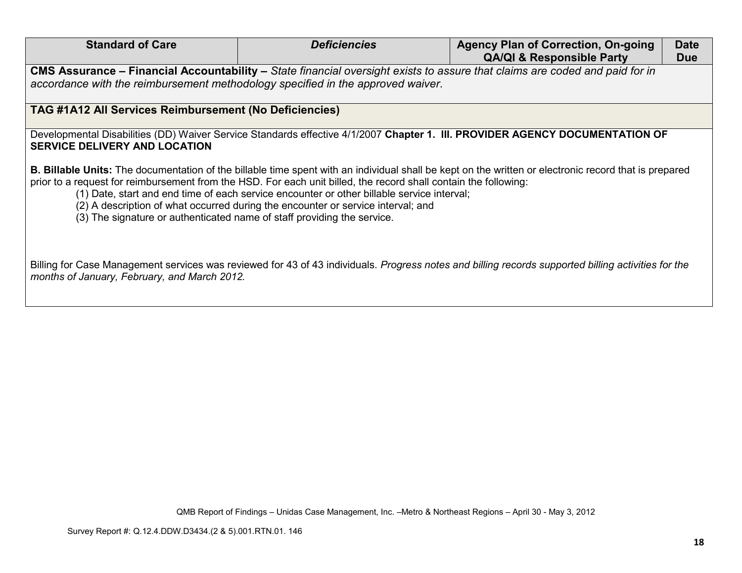| Standard of Care | *Deficiencies* | Agency Plan of Correction, On-going QA/QI & Responsible Party | Date Due |
|---|---|---|---|
| **CMS Assurance – Financial Accountability –** *State financial oversight exists to assure that claims are coded and paid for in accordance with the reimbursement methodology specified in the approved waiver*. | | | |
| **TAG #1A12 All Services Reimbursement (No Deficiencies)** | | | |

Developmental Disabilities (DD) Waiver Service Standards effective 4/1/2007 **Chapter 1. III. PROVIDER AGENCY DOCUMENTATION OF SERVICE DELIVERY AND LOCATION**

**B. Billable Units:** The documentation of the billable time spent with an individual shall be kept on the written or electronic record that is prepared prior to a request for reimbursement from the HSD. For each unit billed, the record shall contain the following:

(1) Date, start and end time of each service encounter or other billable service interval;
(2) A description of what occurred during the encounter or service interval; and
(3) The signature or authenticated name of staff providing the service.

Billing for Case Management services was reviewed for 43 of 43 individuals. *Progress notes and billing records supported billing activities for the months of January, February, and March 2012.*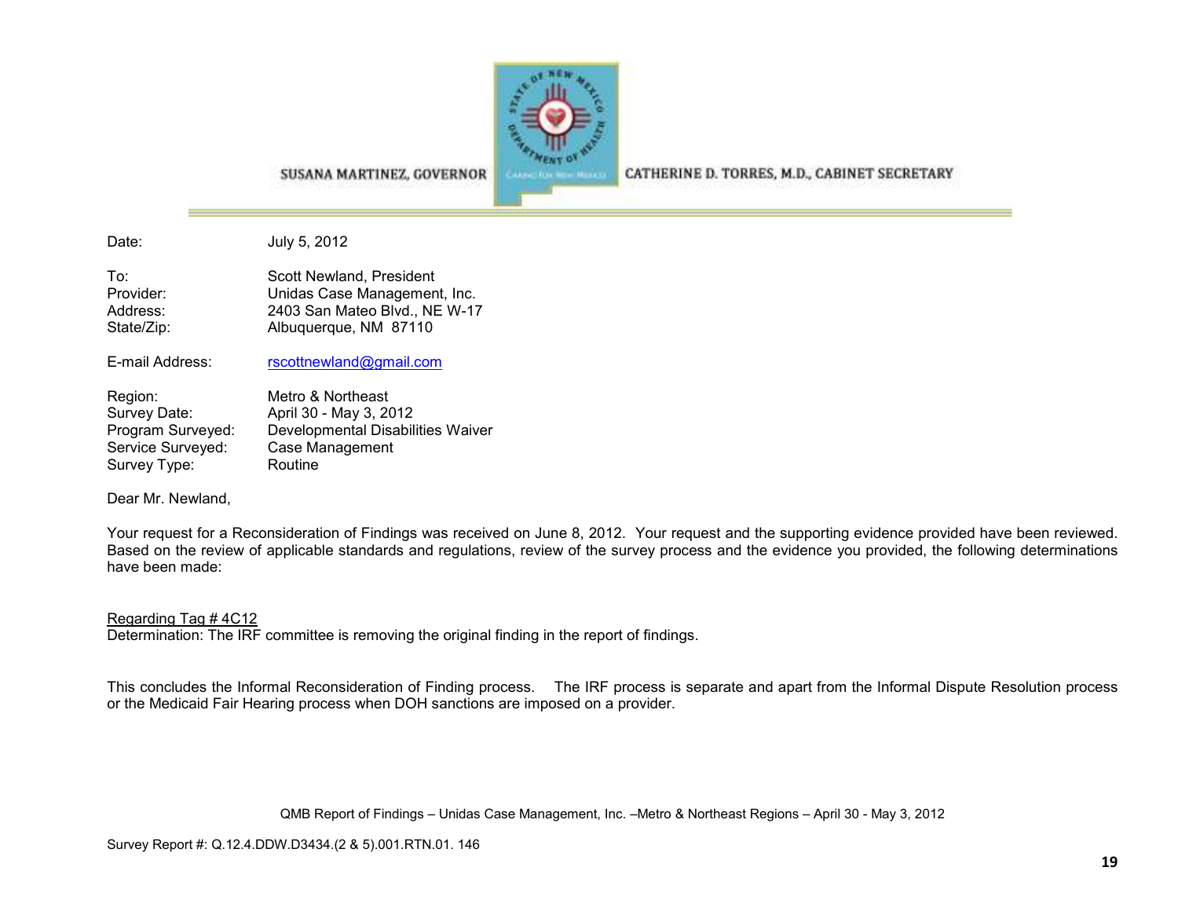SUSANA MARTINEZ, GOVERNOR | CATHERINE D. TORRES, M.D., CABINET SECRETARY

| | |
|---|---|
| Date: | July 5, 2012 |
| To: | Scott Newland, President |
| Provider: | Unidas Case Management, Inc. |
| Address: | 2403 San Mateo Blvd., NE W-17 |
| State/Zip: | Albuquerque, NM 87110 |
| E-mail Address: | rscottnewland@gmail.com |
| Region: | Metro & Northeast |
| Survey Date: | April 30 - May 3, 2012 |
| Program Surveyed: | Developmental Disabilities Waiver |
| Service Surveyed: | Case Management |
| Survey Type: | Routine |

Dear Mr. Newland,

Your request for a Reconsideration of Findings was received on June 8, 2012. Your request and the supporting evidence provided have been reviewed. Based on the review of applicable standards and regulations, review of the survey process and the evidence you provided, the following determinations have been made:

Regarding Tag # 4C12
Determination: The IRF committee is removing the original finding in the report of findings.

This concludes the Informal Reconsideration of Finding process. The IRF process is separate and apart from the Informal Dispute Resolution process or the Medicaid Fair Hearing process when DOH sanctions are imposed on a provider.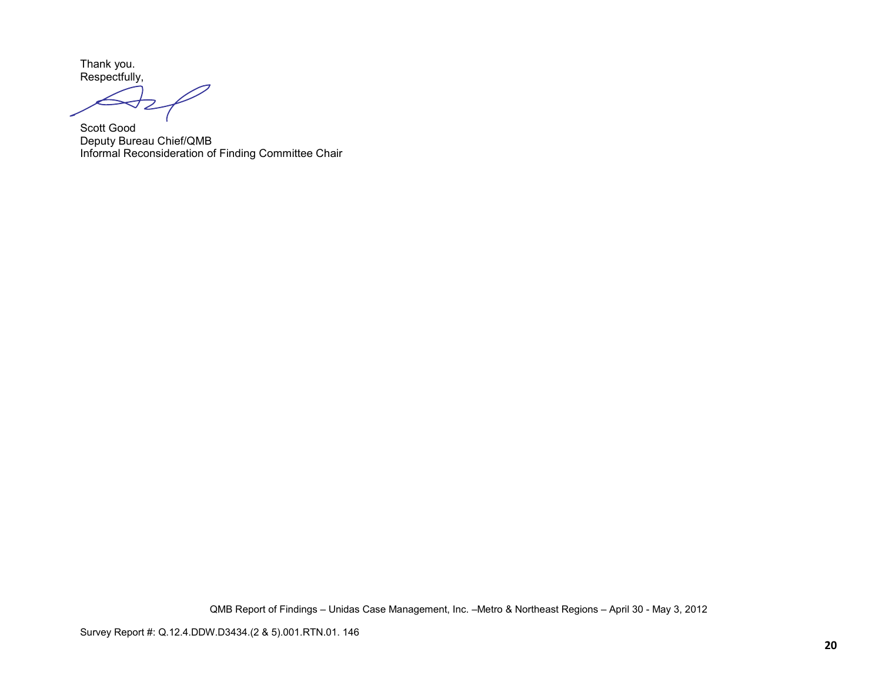Thank you.
Respectfully,

Scott Good
Deputy Bureau Chief/QMB
Informal Reconsideration of Finding Committee Chair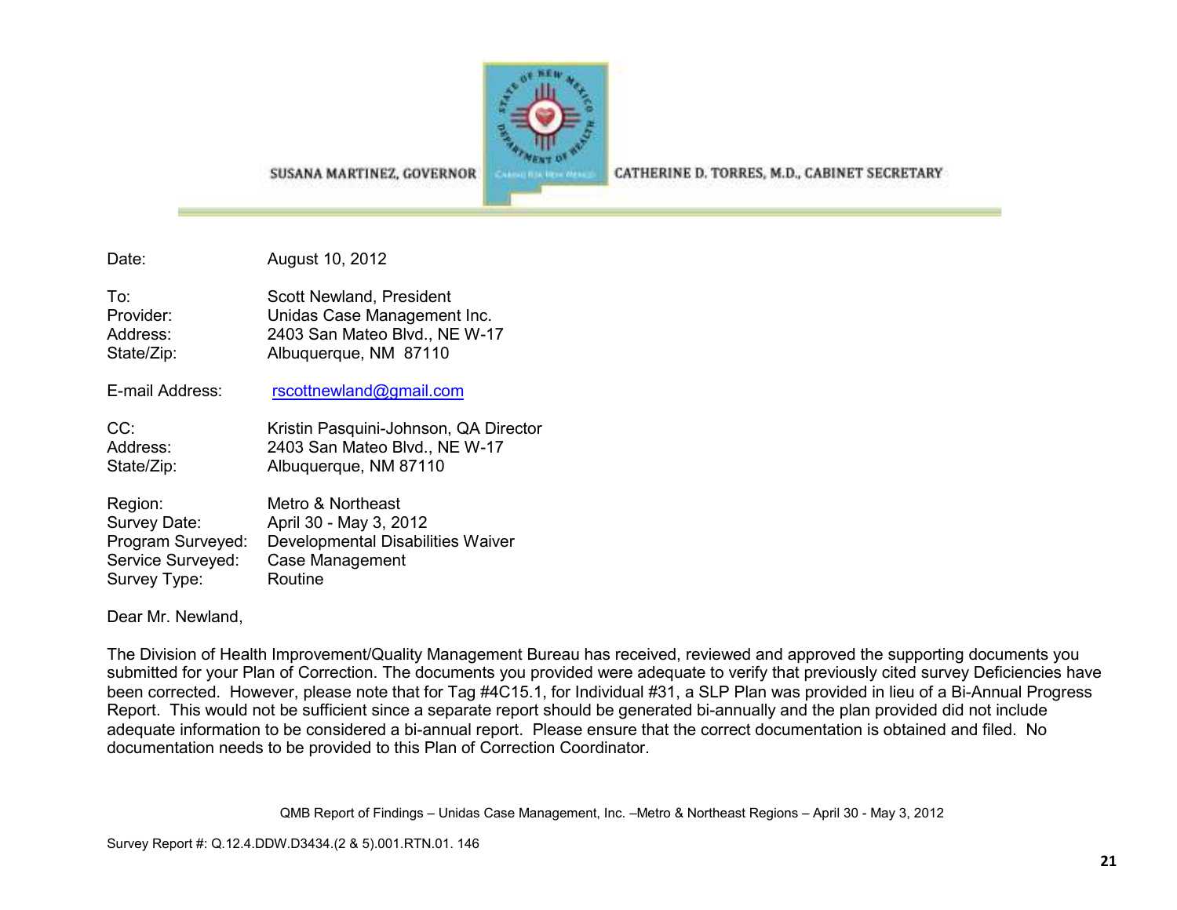SUSANA MARTINEZ, GOVERNOR

CATHERINE D. TORRES, M.D., CABINET SECRETARY

| | |
|---|---|
| Date: | August 10, 2012 |
| To: | Scott Newland, President |
| Provider: | Unidas Case Management Inc. |
| Address: | 2403 San Mateo Blvd., NE W-17 |
| State/Zip: | Albuquerque, NM 87110 |
| E-mail Address: | rscottnewland@gmail.com |
| CC: | Kristin Pasquini-Johnson, QA Director |
| Address: | 2403 San Mateo Blvd., NE W-17 |
| State/Zip: | Albuquerque, NM 87110 |
| Region: | Metro & Northeast |
| Survey Date: | April 30 - May 3, 2012 |
| Program Surveyed: | Developmental Disabilities Waiver |
| Service Surveyed: | Case Management |
| Survey Type: | Routine |

Dear Mr. Newland,

The Division of Health Improvement/Quality Management Bureau has received, reviewed and approved the supporting documents you submitted for your Plan of Correction. The documents you provided were adequate to verify that previously cited survey Deficiencies have been corrected. However, please note that for Tag #4C15.1, for Individual #31, a SLP Plan was provided in lieu of a Bi-Annual Progress Report. This would not be sufficient since a separate report should be generated bi-annually and the plan provided did not include adequate information to be considered a bi-annual report. Please ensure that the correct documentation is obtained and filed. No documentation needs to be provided to this Plan of Correction Coordinator.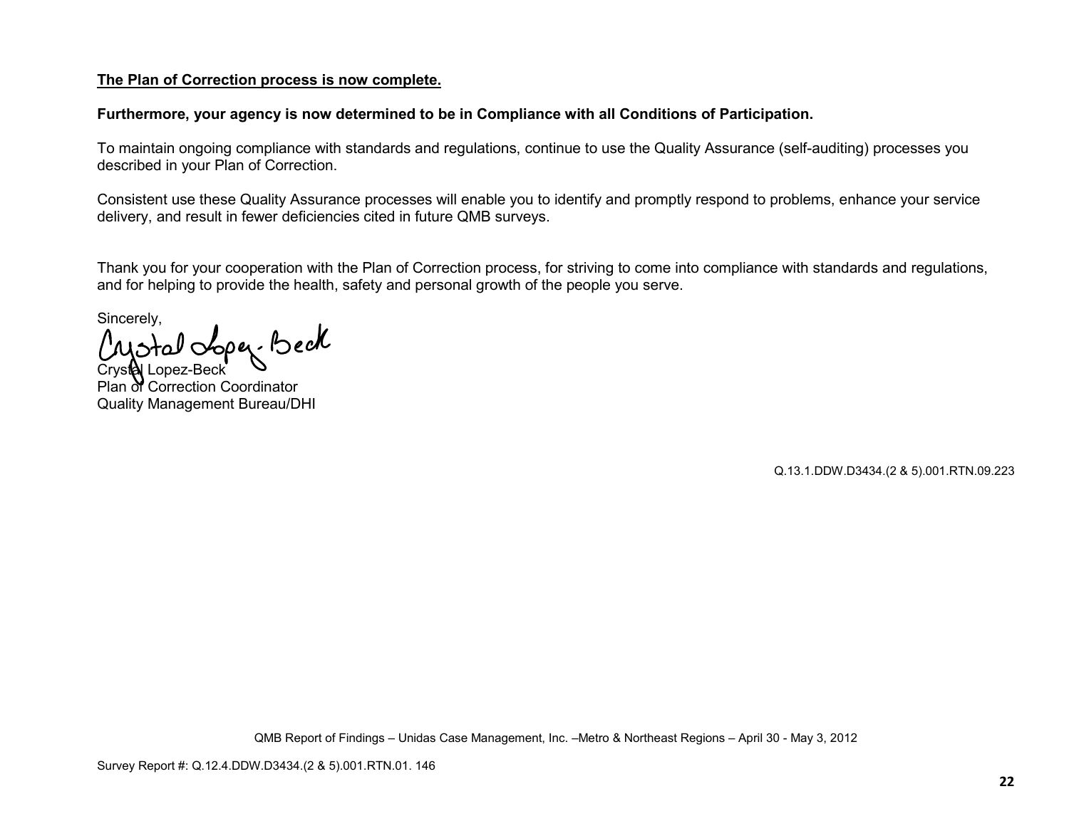**The Plan of Correction process is now complete.**

**Furthermore, your agency is now determined to be in Compliance with all Conditions of Participation.**

To maintain ongoing compliance with standards and regulations, continue to use the Quality Assurance (self-auditing) processes you described in your Plan of Correction.

Consistent use these Quality Assurance processes will enable you to identify and promptly respond to problems, enhance your service delivery, and result in fewer deficiencies cited in future QMB surveys.

Thank you for your cooperation with the Plan of Correction process, for striving to come into compliance with standards and regulations, and for helping to provide the health, safety and personal growth of the people you serve.

Sincerely,

Crystal Lopez-Beck
Plan of Correction Coordinator
Quality Management Bureau/DHI

Q.13.1.DDW.D3434.(2 & 5).001.RTN.09.223